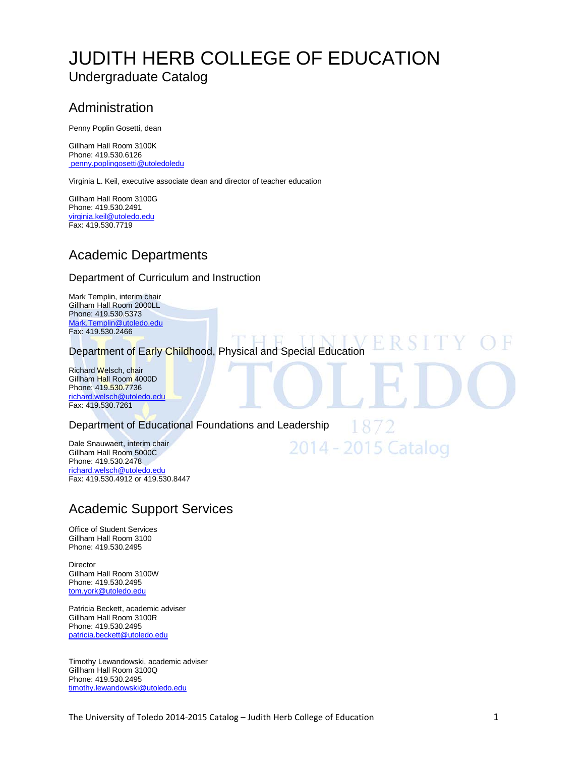# JUDITH HERB COLLEGE OF EDUCATION

Undergraduate Catalog

## Administration

Penny Poplin Gosetti, dean

Gillham Hall Room 3100K
Phone: 419.530.6126
penny.poplingosetti@utoledoledu

Virginia L. Keil, executive associate dean and director of teacher education

Gillham Hall Room 3100G
Phone: 419.530.2491
virginia.keil@utoledo.edu
Fax: 419.530.7719

## Academic Departments

### Department of Curriculum and Instruction

Mark Templin, interim chair
Gillham Hall Room 2000LL
Phone: 419.530.5373
Mark.Templin@utoledo.edu
Fax: 419.530.2466

### Department of Early Childhood, Physical and Special Education

Richard Welsch, chair
Gillham Hall Room 4000D
Phone: 419.530.7736
richard.welsch@utoledo.edu
Fax: 419.530.7261

### Department of Educational Foundations and Leadership

Dale Snauwaert, interim chair
Gillham Hall Room 5000C
Phone: 419.530.2478
richard.welsch@utoledo.edu
Fax: 419.530.4912 or 419.530.8447

## Academic Support Services

Office of Student Services
Gillham Hall Room 3100
Phone: 419.530.2495

Director
Gillham Hall Room 3100W
Phone: 419.530.2495
tom.york@utoledo.edu

Patricia Beckett, academic adviser
Gillham Hall Room 3100R
Phone: 419.530.2495
patricia.beckett@utoledo.edu

Timothy Lewandowski, academic adviser
Gillham Hall Room 3100Q
Phone: 419.530.2495
timothy.lewandowski@utoledo.edu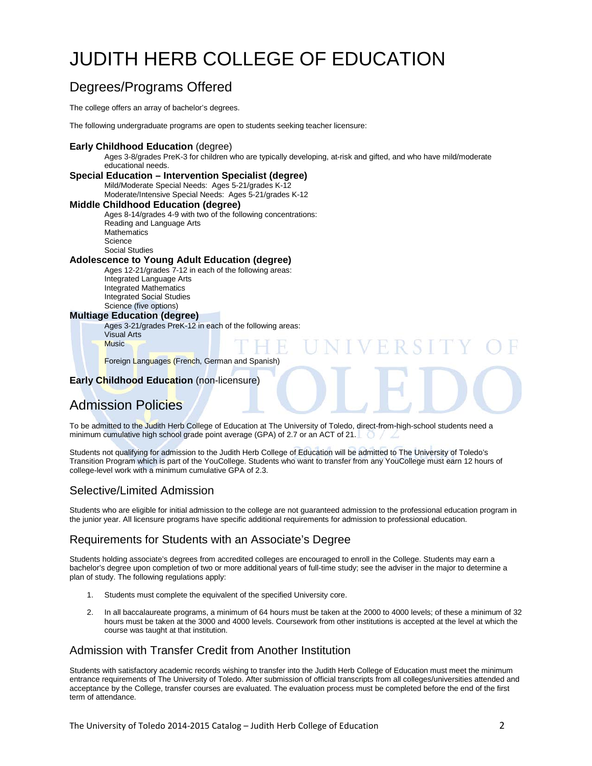# JUDITH HERB COLLEGE OF EDUCATION

## Degrees/Programs Offered

The college offers an array of bachelor's degrees.

The following undergraduate programs are open to students seeking teacher licensure:

**Early Childhood Education** (degree)
Ages 3-8/grades PreK-3 for children who are typically developing, at-risk and gifted, and who have mild/moderate educational needs.

**Special Education – Intervention Specialist (degree)**
Mild/Moderate Special Needs: Ages 5-21/grades K-12
Moderate/Intensive Special Needs: Ages 5-21/grades K-12

**Middle Childhood Education (degree)**
Ages 8-14/grades 4-9 with two of the following concentrations:
Reading and Language Arts
Mathematics
Science
Social Studies

**Adolescence to Young Adult Education (degree)**
Ages 12-21/grades 7-12 in each of the following areas:
Integrated Language Arts
Integrated Mathematics
Integrated Social Studies
Science (five options)

**Multiage Education (degree)**
Ages 3-21/grades PreK-12 in each of the following areas:
Visual Arts
Music

Foreign Languages (French, German and Spanish)

**Early Childhood Education** (non-licensure)

## Admission Policies

To be admitted to the Judith Herb College of Education at The University of Toledo, direct-from-high-school students need a minimum cumulative high school grade point average (GPA) of 2.7 or an ACT of 21.

Students not qualifying for admission to the Judith Herb College of Education will be admitted to The University of Toledo's Transition Program which is part of the YouCollege. Students who want to transfer from any YouCollege must earn 12 hours of college-level work with a minimum cumulative GPA of 2.3.

### Selective/Limited Admission

Students who are eligible for initial admission to the college are not guaranteed admission to the professional education program in the junior year. All licensure programs have specific additional requirements for admission to professional education.

### Requirements for Students with an Associate's Degree

Students holding associate's degrees from accredited colleges are encouraged to enroll in the College. Students may earn a bachelor's degree upon completion of two or more additional years of full-time study; see the adviser in the major to determine a plan of study. The following regulations apply:

1. Students must complete the equivalent of the specified University core.
2. In all baccalaureate programs, a minimum of 64 hours must be taken at the 2000 to 4000 levels; of these a minimum of 32 hours must be taken at the 3000 and 4000 levels. Coursework from other institutions is accepted at the level at which the course was taught at that institution.

### Admission with Transfer Credit from Another Institution

Students with satisfactory academic records wishing to transfer into the Judith Herb College of Education must meet the minimum entrance requirements of The University of Toledo. After submission of official transcripts from all colleges/universities attended and acceptance by the College, transfer courses are evaluated. The evaluation process must be completed before the end of the first term of attendance.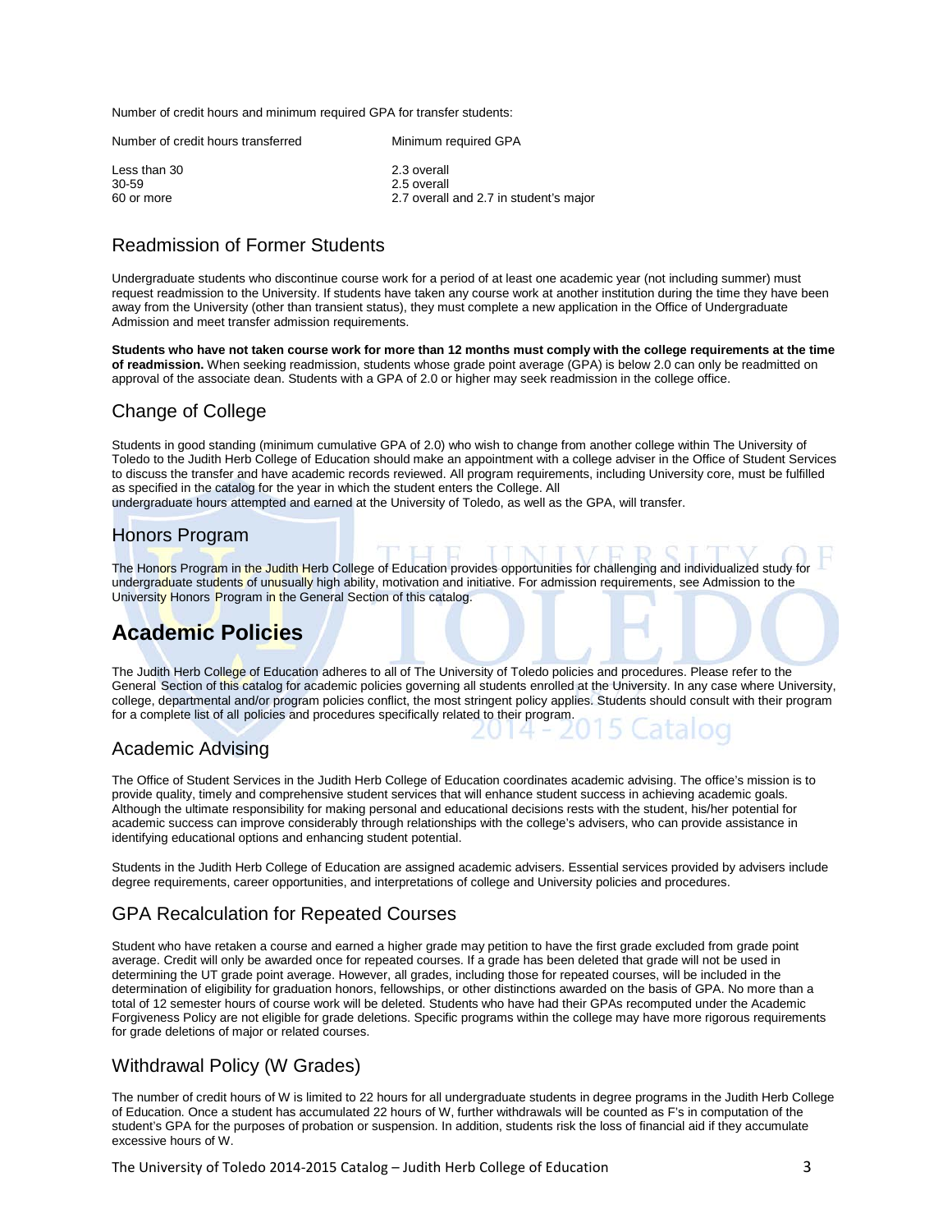Number of credit hours and minimum required GPA for transfer students:

| Number of credit hours transferred | Minimum required GPA |
|---|---|
| Less than 30 | 2.3 overall |
| 30-59 | 2.5 overall |
| 60 or more | 2.7 overall and 2.7 in student's major |

## Readmission of Former Students

Undergraduate students who discontinue course work for a period of at least one academic year (not including summer) must request readmission to the University. If students have taken any course work at another institution during the time they have been away from the University (other than transient status), they must complete a new application in the Office of Undergraduate Admission and meet transfer admission requirements.

**Students who have not taken course work for more than 12 months must comply with the college requirements at the time of readmission.** When seeking readmission, students whose grade point average (GPA) is below 2.0 can only be readmitted on approval of the associate dean. Students with a GPA of 2.0 or higher may seek readmission in the college office.

## Change of College

Students in good standing (minimum cumulative GPA of 2.0) who wish to change from another college within The University of Toledo to the Judith Herb College of Education should make an appointment with a college adviser in the Office of Student Services to discuss the transfer and have academic records reviewed. All program requirements, including University core, must be fulfilled as specified in the catalog for the year in which the student enters the College. All undergraduate hours attempted and earned at the University of Toledo, as well as the GPA, will transfer.

## Honors Program

The Honors Program in the Judith Herb College of Education provides opportunities for challenging and individualized study for undergraduate students of unusually high ability, motivation and initiative. For admission requirements, see Admission to the University Honors Program in the General Section of this catalog.

# Academic Policies

The Judith Herb College of Education adheres to all of The University of Toledo policies and procedures. Please refer to the General Section of this catalog for academic policies governing all students enrolled at the University. In any case where University, college, departmental and/or program policies conflict, the most stringent policy applies. Students should consult with their program for a complete list of all policies and procedures specifically related to their program.

## Academic Advising

The Office of Student Services in the Judith Herb College of Education coordinates academic advising. The office's mission is to provide quality, timely and comprehensive student services that will enhance student success in achieving academic goals. Although the ultimate responsibility for making personal and educational decisions rests with the student, his/her potential for academic success can improve considerably through relationships with the college's advisers, who can provide assistance in identifying educational options and enhancing student potential.

Students in the Judith Herb College of Education are assigned academic advisers. Essential services provided by advisers include degree requirements, career opportunities, and interpretations of college and University policies and procedures.

## GPA Recalculation for Repeated Courses

Student who have retaken a course and earned a higher grade may petition to have the first grade excluded from grade point average. Credit will only be awarded once for repeated courses. If a grade has been deleted that grade will not be used in determining the UT grade point average. However, all grades, including those for repeated courses, will be included in the determination of eligibility for graduation honors, fellowships, or other distinctions awarded on the basis of GPA. No more than a total of 12 semester hours of course work will be deleted. Students who have had their GPAs recomputed under the Academic Forgiveness Policy are not eligible for grade deletions. Specific programs within the college may have more rigorous requirements for grade deletions of major or related courses.

## Withdrawal Policy (W Grades)

The number of credit hours of W is limited to 22 hours for all undergraduate students in degree programs in the Judith Herb College of Education. Once a student has accumulated 22 hours of W, further withdrawals will be counted as F's in computation of the student's GPA for the purposes of probation or suspension. In addition, students risk the loss of financial aid if they accumulate excessive hours of W.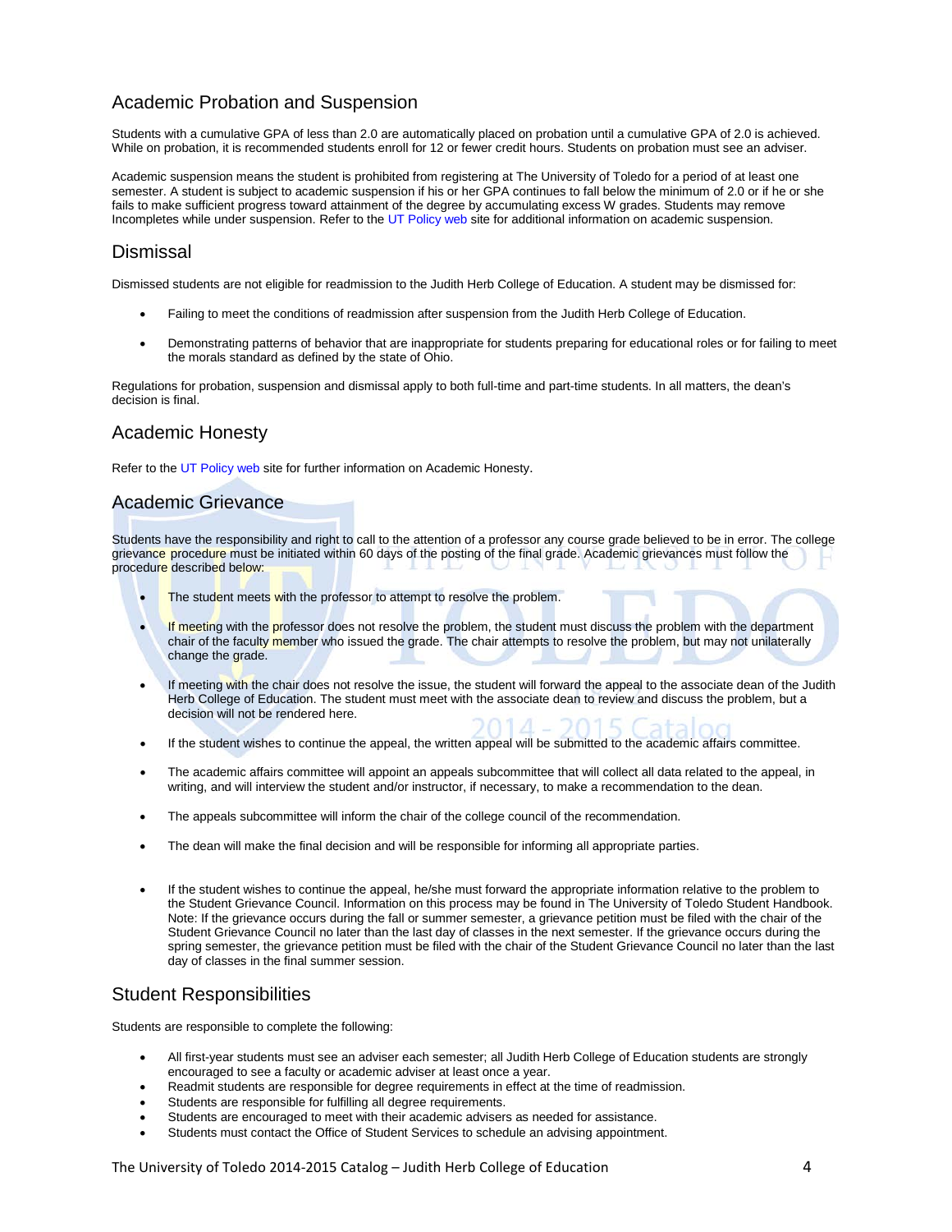## Academic Probation and Suspension

Students with a cumulative GPA of less than 2.0 are automatically placed on probation until a cumulative GPA of 2.0 is achieved. While on probation, it is recommended students enroll for 12 or fewer credit hours. Students on probation must see an adviser.

Academic suspension means the student is prohibited from registering at The University of Toledo for a period of at least one semester. A student is subject to academic suspension if his or her GPA continues to fall below the minimum of 2.0 or if he or she fails to make sufficient progress toward attainment of the degree by accumulating excess W grades. Students may remove Incompletes while under suspension. Refer to the UT Policy web site for additional information on academic suspension.

## Dismissal

Dismissed students are not eligible for readmission to the Judith Herb College of Education. A student may be dismissed for:

- Failing to meet the conditions of readmission after suspension from the Judith Herb College of Education.
- Demonstrating patterns of behavior that are inappropriate for students preparing for educational roles or for failing to meet the morals standard as defined by the state of Ohio.

Regulations for probation, suspension and dismissal apply to both full-time and part-time students. In all matters, the dean's decision is final.

## Academic Honesty

Refer to the UT Policy web site for further information on Academic Honesty.

## Academic Grievance

Students have the responsibility and right to call to the attention of a professor any course grade believed to be in error. The college grievance procedure must be initiated within 60 days of the posting of the final grade. Academic grievances must follow the procedure described below:

- The student meets with the professor to attempt to resolve the problem.
- If meeting with the professor does not resolve the problem, the student must discuss the problem with the department chair of the faculty member who issued the grade. The chair attempts to resolve the problem, but may not unilaterally change the grade.
- If meeting with the chair does not resolve the issue, the student will forward the appeal to the associate dean of the Judith Herb College of Education. The student must meet with the associate dean to review and discuss the problem, but a decision will not be rendered here.
- If the student wishes to continue the appeal, the written appeal will be submitted to the academic affairs committee.
- The academic affairs committee will appoint an appeals subcommittee that will collect all data related to the appeal, in writing, and will interview the student and/or instructor, if necessary, to make a recommendation to the dean.
- The appeals subcommittee will inform the chair of the college council of the recommendation.
- The dean will make the final decision and will be responsible for informing all appropriate parties.
- If the student wishes to continue the appeal, he/she must forward the appropriate information relative to the problem to the Student Grievance Council. Information on this process may be found in The University of Toledo Student Handbook. Note: If the grievance occurs during the fall or summer semester, a grievance petition must be filed with the chair of the Student Grievance Council no later than the last day of classes in the next semester. If the grievance occurs during the spring semester, the grievance petition must be filed with the chair of the Student Grievance Council no later than the last day of classes in the final summer session.

## Student Responsibilities

Students are responsible to complete the following:

- All first-year students must see an adviser each semester; all Judith Herb College of Education students are strongly encouraged to see a faculty or academic adviser at least once a year.
- Readmit students are responsible for degree requirements in effect at the time of readmission.
- Students are responsible for fulfilling all degree requirements.
- Students are encouraged to meet with their academic advisers as needed for assistance.
- Students must contact the Office of Student Services to schedule an advising appointment.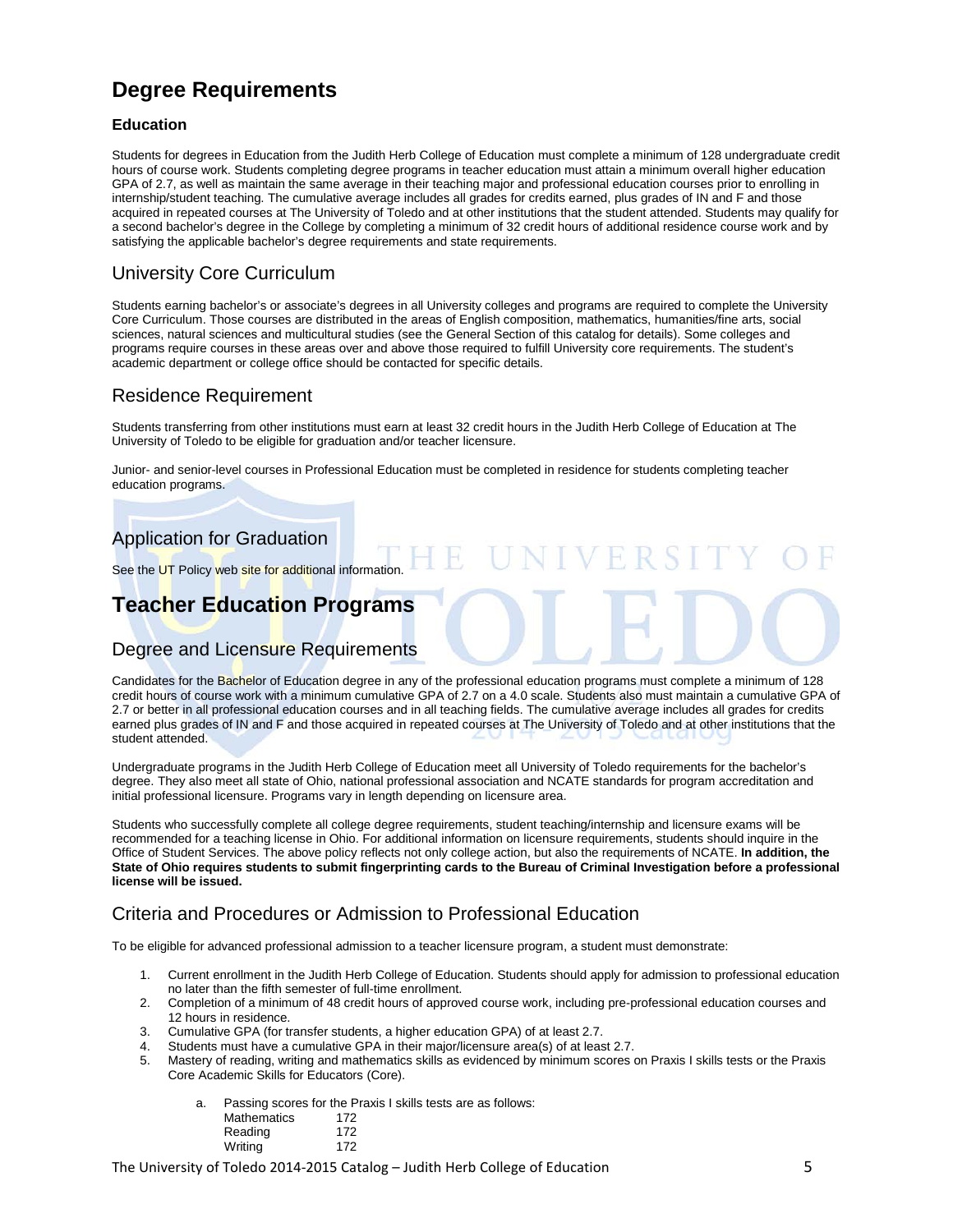# Degree Requirements

### Education

Students for degrees in Education from the Judith Herb College of Education must complete a minimum of 128 undergraduate credit hours of course work. Students completing degree programs in teacher education must attain a minimum overall higher education GPA of 2.7, as well as maintain the same average in their teaching major and professional education courses prior to enrolling in internship/student teaching. The cumulative average includes all grades for credits earned, plus grades of IN and F and those acquired in repeated courses at The University of Toledo and at other institutions that the student attended. Students may qualify for a second bachelor's degree in the College by completing a minimum of 32 credit hours of additional residence course work and by satisfying the applicable bachelor's degree requirements and state requirements.

## University Core Curriculum

Students earning bachelor's or associate's degrees in all University colleges and programs are required to complete the University Core Curriculum. Those courses are distributed in the areas of English composition, mathematics, humanities/fine arts, social sciences, natural sciences and multicultural studies (see the General Section of this catalog for details). Some colleges and programs require courses in these areas over and above those required to fulfill University core requirements. The student's academic department or college office should be contacted for specific details.

## Residence Requirement

Students transferring from other institutions must earn at least 32 credit hours in the Judith Herb College of Education at The University of Toledo to be eligible for graduation and/or teacher licensure.

Junior- and senior-level courses in Professional Education must be completed in residence for students completing teacher education programs.

## Application for Graduation

See the UT Policy web site for additional information.

# Teacher Education Programs

## Degree and Licensure Requirements

Candidates for the Bachelor of Education degree in any of the professional education programs must complete a minimum of 128 credit hours of course work with a minimum cumulative GPA of 2.7 on a 4.0 scale. Students also must maintain a cumulative GPA of 2.7 or better in all professional education courses and in all teaching fields. The cumulative average includes all grades for credits earned plus grades of IN and F and those acquired in repeated courses at The University of Toledo and at other institutions that the student attended.

Undergraduate programs in the Judith Herb College of Education meet all University of Toledo requirements for the bachelor's degree. They also meet all state of Ohio, national professional association and NCATE standards for program accreditation and initial professional licensure. Programs vary in length depending on licensure area.

Students who successfully complete all college degree requirements, student teaching/internship and licensure exams will be recommended for a teaching license in Ohio. For additional information on licensure requirements, students should inquire in the Office of Student Services. The above policy reflects not only college action, but also the requirements of NCATE. **In addition, the State of Ohio requires students to submit fingerprinting cards to the Bureau of Criminal Investigation before a professional license will be issued.**

## Criteria and Procedures or Admission to Professional Education

To be eligible for advanced professional admission to a teacher licensure program, a student must demonstrate:

1. Current enrollment in the Judith Herb College of Education. Students should apply for admission to professional education no later than the fifth semester of full-time enrollment.
2. Completion of a minimum of 48 credit hours of approved course work, including pre-professional education courses and 12 hours in residence.
3. Cumulative GPA (for transfer students, a higher education GPA) of at least 2.7.
4. Students must have a cumulative GPA in their major/licensure area(s) of at least 2.7.
5. Mastery of reading, writing and mathematics skills as evidenced by minimum scores on Praxis I skills tests or the Praxis Core Academic Skills for Educators (Core).

    a. Passing scores for the Praxis I skills tests are as follows:

    | | |
    |---|---|
    | Mathematics | 172 |
    | Reading | 172 |
    | Writing | 172 |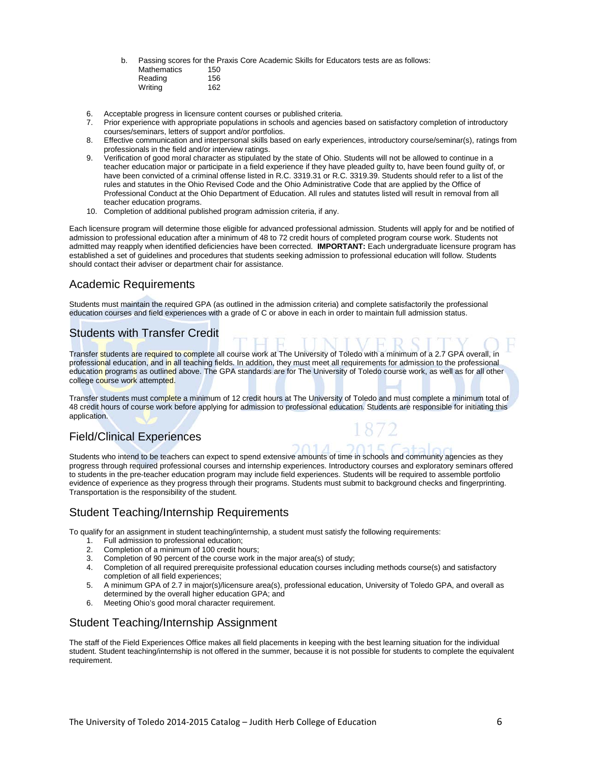b. Passing scores for the Praxis Core Academic Skills for Educators tests are as follows:

| | |
|---|---|
| Mathematics | 150 |
| Reading | 156 |
| Writing | 162 |

6. Acceptable progress in licensure content courses or published criteria.
7. Prior experience with appropriate populations in schools and agencies based on satisfactory completion of introductory courses/seminars, letters of support and/or portfolios.
8. Effective communication and interpersonal skills based on early experiences, introductory course/seminar(s), ratings from professionals in the field and/or interview ratings.
9. Verification of good moral character as stipulated by the state of Ohio. Students will not be allowed to continue in a teacher education major or participate in a field experience if they have pleaded guilty to, have been found guilty of, or have been convicted of a criminal offense listed in R.C. 3319.31 or R.C. 3319.39. Students should refer to a list of the rules and statutes in the Ohio Revised Code and the Ohio Administrative Code that are applied by the Office of Professional Conduct at the Ohio Department of Education. All rules and statutes listed will result in removal from all teacher education programs.
10. Completion of additional published program admission criteria, if any.

Each licensure program will determine those eligible for advanced professional admission. Students will apply for and be notified of admission to professional education after a minimum of 48 to 72 credit hours of completed program course work. Students not admitted may reapply when identified deficiencies have been corrected. **IMPORTANT:** Each undergraduate licensure program has established a set of guidelines and procedures that students seeking admission to professional education will follow. Students should contact their adviser or department chair for assistance.

## Academic Requirements

Students must maintain the required GPA (as outlined in the admission criteria) and complete satisfactorily the professional education courses and field experiences with a grade of C or above in each in order to maintain full admission status.

## Students with Transfer Credit

Transfer students are required to complete all course work at The University of Toledo with a minimum of a 2.7 GPA overall, in professional education, and in all teaching fields. In addition, they must meet all requirements for admission to the professional education programs as outlined above. The GPA standards are for The University of Toledo course work, as well as for all other college course work attempted.

Transfer students must complete a minimum of 12 credit hours at The University of Toledo and must complete a minimum total of 48 credit hours of course work before applying for admission to professional education. Students are responsible for initiating this application.

## Field/Clinical Experiences

Students who intend to be teachers can expect to spend extensive amounts of time in schools and community agencies as they progress through required professional courses and internship experiences. Introductory courses and exploratory seminars offered to students in the pre-teacher education program may include field experiences. Students will be required to assemble portfolio evidence of experience as they progress through their programs. Students must submit to background checks and fingerprinting. Transportation is the responsibility of the student.

## Student Teaching/Internship Requirements

To qualify for an assignment in student teaching/internship, a student must satisfy the following requirements:

1. Full admission to professional education;
2. Completion of a minimum of 100 credit hours;
3. Completion of 90 percent of the course work in the major area(s) of study;
4. Completion of all required prerequisite professional education courses including methods course(s) and satisfactory completion of all field experiences;
5. A minimum GPA of 2.7 in major(s)/licensure area(s), professional education, University of Toledo GPA, and overall as determined by the overall higher education GPA; and
6. Meeting Ohio's good moral character requirement.

## Student Teaching/Internship Assignment

The staff of the Field Experiences Office makes all field placements in keeping with the best learning situation for the individual student. Student teaching/internship is not offered in the summer, because it is not possible for students to complete the equivalent requirement.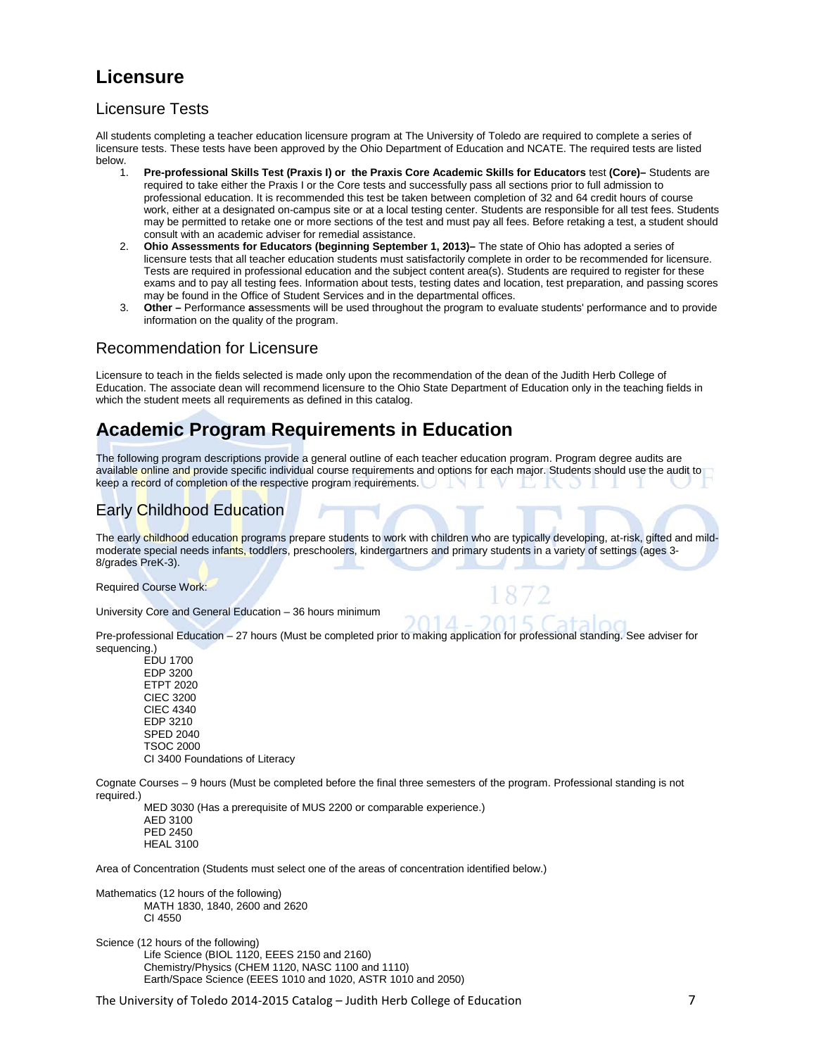# Licensure

## Licensure Tests

All students completing a teacher education licensure program at The University of Toledo are required to complete a series of licensure tests. These tests have been approved by the Ohio Department of Education and NCATE. The required tests are listed below.

1. **Pre-professional Skills Test (Praxis I) or the Praxis Core Academic Skills for Educators** test **(Core)–** Students are required to take either the Praxis I or the Core tests and successfully pass all sections prior to full admission to professional education. It is recommended this test be taken between completion of 32 and 64 credit hours of course work, either at a designated on-campus site or at a local testing center. Students are responsible for all test fees. Students may be permitted to retake one or more sections of the test and must pay all fees. Before retaking a test, a student should consult with an academic adviser for remedial assistance.
2. **Ohio Assessments for Educators (beginning September 1, 2013)–** The state of Ohio has adopted a series of licensure tests that all teacher education students must satisfactorily complete in order to be recommended for licensure. Tests are required in professional education and the subject content area(s). Students are required to register for these exams and to pay all testing fees. Information about tests, testing dates and location, test preparation, and passing scores may be found in the Office of Student Services and in the departmental offices.
3. **Other –** Performance **a**ssessments will be used throughout the program to evaluate students' performance and to provide information on the quality of the program.

## Recommendation for Licensure

Licensure to teach in the fields selected is made only upon the recommendation of the dean of the Judith Herb College of Education. The associate dean will recommend licensure to the Ohio State Department of Education only in the teaching fields in which the student meets all requirements as defined in this catalog.

# Academic Program Requirements in Education

The following program descriptions provide a general outline of each teacher education program. Program degree audits are available online and provide specific individual course requirements and options for each major. Students should use the audit to keep a record of completion of the respective program requirements.

## Early Childhood Education

The early childhood education programs prepare students to work with children who are typically developing, at-risk, gifted and mild-moderate special needs infants, toddlers, preschoolers, kindergartners and primary students in a variety of settings (ages 3-8/grades PreK-3).

Required Course Work:

University Core and General Education – 36 hours minimum

Pre-professional Education – 27 hours (Must be completed prior to making application for professional standing. See adviser for sequencing.)

EDU 1700
EDP 3200
ETPT 2020
CIEC 3200
CIEC 4340
EDP 3210
SPED 2040
TSOC 2000
CI 3400 Foundations of Literacy

Cognate Courses – 9 hours (Must be completed before the final three semesters of the program. Professional standing is not required.)

MED 3030 (Has a prerequisite of MUS 2200 or comparable experience.)
AED 3100
PED 2450
HEAL 3100

Area of Concentration (Students must select one of the areas of concentration identified below.)

Mathematics (12 hours of the following)

MATH 1830, 1840, 2600 and 2620
CI 4550

Science (12 hours of the following)

Life Science (BIOL 1120, EEES 2150 and 2160)
Chemistry/Physics (CHEM 1120, NASC 1100 and 1110)
Earth/Space Science (EEES 1010 and 1020, ASTR 1010 and 2050)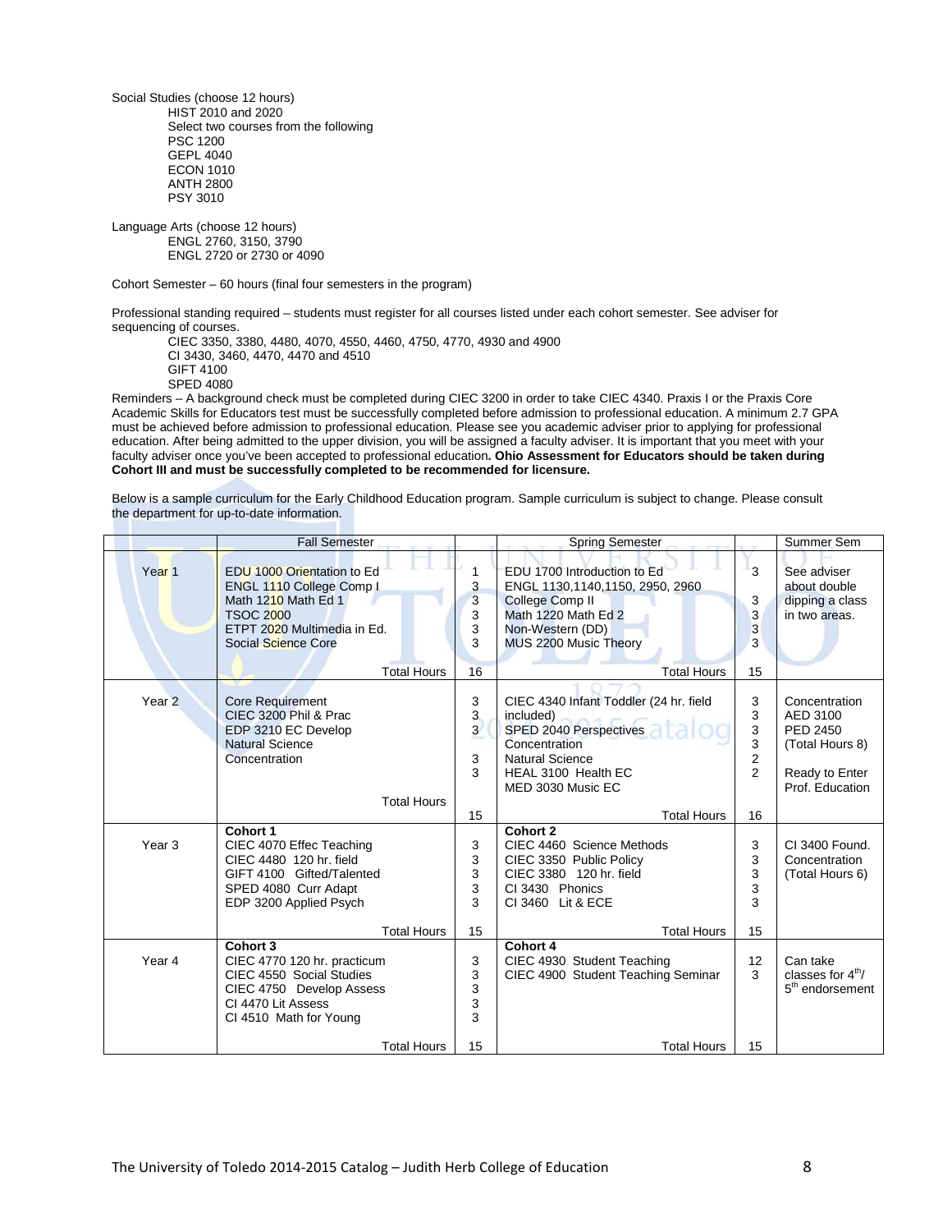Social Studies (choose 12 hours)

- HIST 2010 and 2020
- Select two courses from the following
  - PSC 1200
  - GEPL 4040
  - ECON 1010
  - ANTH 2800
  - PSY 3010

Language Arts (choose 12 hours)

- ENGL 2760, 3150, 3790
- ENGL 2720 or 2730 or 4090

Cohort Semester – 60 hours (final four semesters in the program)

Professional standing required – students must register for all courses listed under each cohort semester. See adviser for sequencing of courses.

- CIEC 3350, 3380, 4480, 4070, 4550, 4460, 4750, 4770, 4930 and 4900
- CI 3430, 3460, 4470, 4470 and 4510
- GIFT 4100
- SPED 4080

Reminders – A background check must be completed during CIEC 3200 in order to take CIEC 4340. Praxis I or the Praxis Core Academic Skills for Educators test must be successfully completed before admission to professional education. A minimum 2.7 GPA must be achieved before admission to professional education. Please see you academic adviser prior to applying for professional education. After being admitted to the upper division, you will be assigned a faculty adviser. It is important that you meet with your faculty adviser once you've been accepted to professional education. **Ohio Assessment for Educators should be taken during Cohort III and must be successfully completed to be recommended for licensure.**

Below is a sample curriculum for the Early Childhood Education program. Sample curriculum is subject to change. Please consult the department for up-to-date information.

| | Fall Semester | | Spring Semester | | Summer Sem |
|---|---|---|---|---|---|
| Year 1 | EDU 1000 Orientation to Ed<br>ENGL 1110 College Comp I<br>Math 1210 Math Ed 1<br>TSOC 2000<br>ETPT 2020 Multimedia in Ed.<br>Social Science Core | 1<br>3<br>3<br>3<br>3<br>3 | EDU 1700 Introduction to Ed<br>ENGL 1130,1140,1150, 2950, 2960<br>College Comp II<br>Math 1220 Math Ed 2<br>Non-Western (DD)<br>MUS 2200 Music Theory | 3<br><br>3<br>3<br>3<br>3 | See adviser about double dipping a class in two areas. |
| | Total Hours | 16 | Total Hours | 15 | |
| Year 2 | Core Requirement<br>CIEC 3200 Phil & Prac<br>EDP 3210 EC Develop<br>Natural Science<br>Concentration | 3<br>3<br>3<br><br>3<br>3 | CIEC 4340 Infant Toddler (24 hr. field included)<br>SPED 2040 Perspectives<br>Concentration<br>Natural Science<br>HEAL 3100 Health EC<br>MED 3030 Music EC | 3<br>3<br>3<br>3<br>2<br>2 | Concentration<br>AED 3100<br>PED 2450<br>(Total Hours 8)<br><br>Ready to Enter Prof. Education |
| | Total Hours | 15 | Total Hours | 16 | |
| Year 3 | **Cohort 1**<br>CIEC 4070 Effec Teaching<br>CIEC 4480 120 hr. field<br>GIFT 4100 Gifted/Talented<br>SPED 4080 Curr Adapt<br>EDP 3200 Applied Psych | <br>3<br>3<br>3<br>3<br>3 | **Cohort 2**<br>CIEC 4460 Science Methods<br>CIEC 3350 Public Policy<br>CIEC 3380 120 hr. field<br>CI 3430 Phonics<br>CI 3460 Lit & ECE | <br>3<br>3<br>3<br>3<br>3 | CI 3400 Found.<br>Concentration<br>(Total Hours 6) |
| | Total Hours | 15 | Total Hours | 15 | |
| Year 4 | **Cohort 3**<br>CIEC 4770 120 hr. practicum<br>CIEC 4550 Social Studies<br>CIEC 4750 Develop Assess<br>CI 4470 Lit Assess<br>CI 4510 Math for Young | <br>3<br>3<br>3<br>3<br>3 | **Cohort 4**<br>CIEC 4930 Student Teaching<br>CIEC 4900 Student Teaching Seminar | <br>12<br>3 | Can take classes for 4th/ 5th endorsement |
| | Total Hours | 15 | Total Hours | 15 | |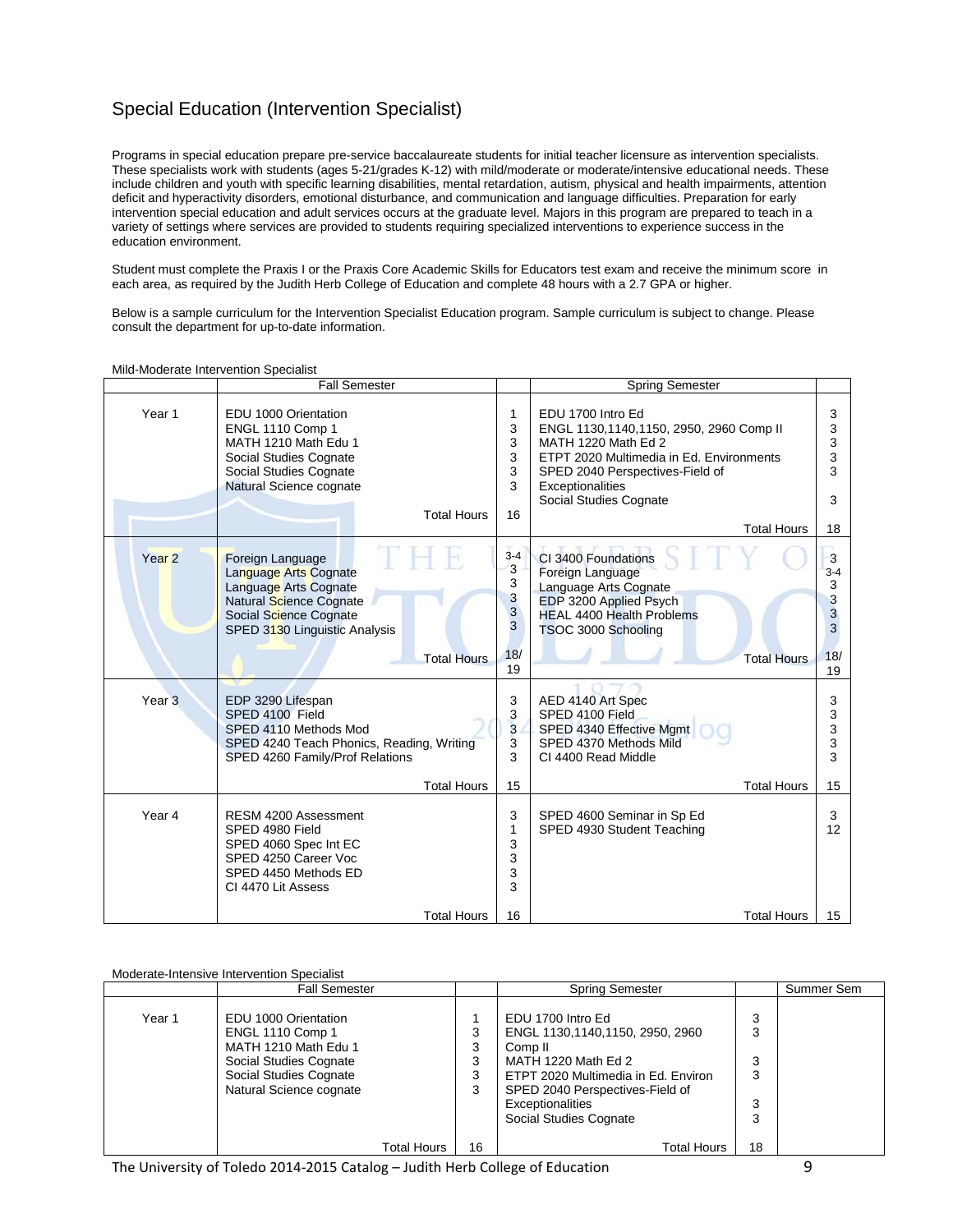# Special Education (Intervention Specialist)

Programs in special education prepare pre-service baccalaureate students for initial teacher licensure as intervention specialists. These specialists work with students (ages 5-21/grades K-12) with mild/moderate or moderate/intensive educational needs. These include children and youth with specific learning disabilities, mental retardation, autism, physical and health impairments, attention deficit and hyperactivity disorders, emotional disturbance, and communication and language difficulties. Preparation for early intervention special education and adult services occurs at the graduate level. Majors in this program are prepared to teach in a variety of settings where services are provided to students requiring specialized interventions to experience success in the education environment.

Student must complete the Praxis I or the Praxis Core Academic Skills for Educators test exam and receive the minimum score in each area, as required by the Judith Herb College of Education and complete 48 hours with a 2.7 GPA or higher.

Below is a sample curriculum for the Intervention Specialist Education program. Sample curriculum is subject to change. Please consult the department for up-to-date information.

Mild-Moderate Intervention Specialist

| | Fall Semester | | Spring Semester | |
|---|---|---|---|---|
| Year 1 | EDU 1000 Orientation | 1 | EDU 1700 Intro Ed | 3 |
| | ENGL 1110 Comp 1 | 3 | ENGL 1130,1140,1150, 2950, 2960 Comp II | 3 |
| | MATH 1210 Math Edu 1 | 3 | MATH 1220 Math Ed 2 | 3 |
| | Social Studies Cognate | 3 | ETPT 2020 Multimedia in Ed. Environments | 3 |
| | Social Studies Cognate | 3 | SPED 2040 Perspectives-Field of Exceptionalities | 3 |
| | Natural Science cognate | 3 | Social Studies Cognate | 3 |
| | Total Hours | 16 | Total Hours | 18 |
| Year 2 | Foreign Language | 3-4 | CI 3400 Foundations | 3 |
| | Language Arts Cognate | 3 | Foreign Language | 3-4 |
| | Language Arts Cognate | 3 | Language Arts Cognate | 3 |
| | Natural Science Cognate | 3 | EDP 3200 Applied Psych | 3 |
| | Social Science Cognate | 3 | HEAL 4400 Health Problems | 3 |
| | SPED 3130 Linguistic Analysis | 3 | TSOC 3000 Schooling | 3 |
| | Total Hours | 18/19 | Total Hours | 18/19 |
| Year 3 | EDP 3290 Lifespan | 3 | AED 4140 Art Spec | 3 |
| | SPED 4100 Field | 3 | SPED 4100 Field | 3 |
| | SPED 4110 Methods Mod | 3 | SPED 4340 Effective Mgmt | 3 |
| | SPED 4240 Teach Phonics, Reading, Writing | 3 | SPED 4370 Methods Mild | 3 |
| | SPED 4260 Family/Prof Relations | 3 | CI 4400 Read Middle | 3 |
| | Total Hours | 15 | Total Hours | 15 |
| Year 4 | RESM 4200 Assessment | 3 | SPED 4600 Seminar in Sp Ed | 3 |
| | SPED 4980 Field | 1 | SPED 4930 Student Teaching | 12 |
| | SPED 4060 Spec Int EC | 3 | | |
| | SPED 4250 Career Voc | 3 | | |
| | SPED 4450 Methods ED | 3 | | |
| | CI 4470 Lit Assess | 3 | | |
| | Total Hours | 16 | Total Hours | 15 |

Moderate-Intensive Intervention Specialist

| | Fall Semester | | Spring Semester | | Summer Sem |
|---|---|---|---|---|---|
| Year 1 | EDU 1000 Orientation | 1 | EDU 1700 Intro Ed | 3 | |
| | ENGL 1110 Comp 1 | 3 | ENGL 1130,1140,1150, 2950, 2960 Comp II | 3 | |
| | MATH 1210 Math Edu 1 | 3 | MATH 1220 Math Ed 2 | 3 | |
| | Social Studies Cognate | 3 | ETPT 2020 Multimedia in Ed. Environ | 3 | |
| | Social Studies Cognate | 3 | SPED 2040 Perspectives-Field of Exceptionalities | 3 | |
| | Natural Science cognate | 3 | Social Studies Cognate | 3 | |
| | Total Hours | 16 | Total Hours | 18 | |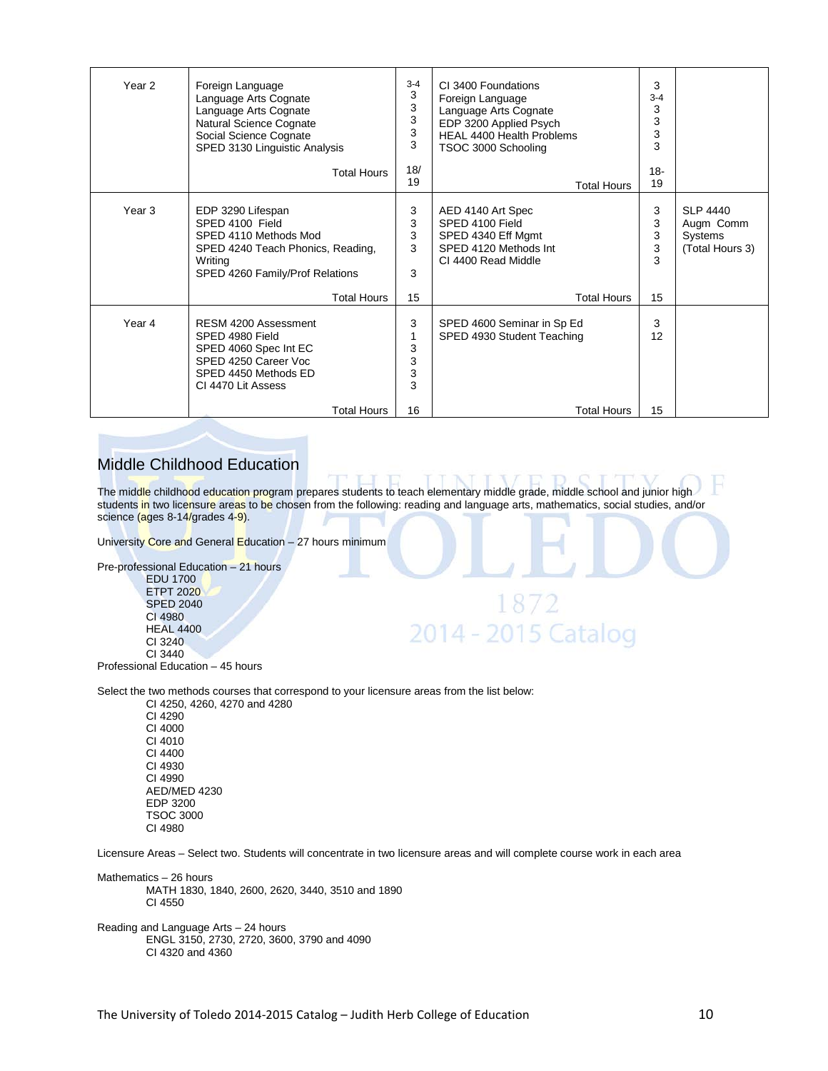| | | | | | |
|---|---|---|---|---|---|
| Year 2 | Foreign Language<br>Language Arts Cognate<br>Language Arts Cognate<br>Natural Science Cognate<br>Social Science Cognate<br>SPED 3130 Linguistic Analysis | 3-4<br>3<br>3<br>3<br>3<br>3 | CI 3400 Foundations<br>Foreign Language<br>Language Arts Cognate<br>EDP 3200 Applied Psych<br>HEAL 4400 Health Problems<br>TSOC 3000 Schooling | 3<br>3-4<br>3<br>3<br>3<br>3 | |
| | Total Hours | 18/19 | Total Hours | 18-19 | |
| Year 3 | EDP 3290 Lifespan<br>SPED 4100 Field<br>SPED 4110 Methods Mod<br>SPED 4240 Teach Phonics, Reading, Writing<br>SPED 4260 Family/Prof Relations | 3<br>3<br>3<br>3<br>3 | AED 4140 Art Spec<br>SPED 4100 Field<br>SPED 4340 Eff Mgmt<br>SPED 4120 Methods Int<br>CI 4400 Read Middle | 3<br>3<br>3<br>3<br>3 | SLP 4440 Augm Comm Systems (Total Hours 3) |
| | Total Hours | 15 | Total Hours | 15 | |
| Year 4 | RESM 4200 Assessment<br>SPED 4980 Field<br>SPED 4060 Spec Int EC<br>SPED 4250 Career Voc<br>SPED 4450 Methods ED<br>CI 4470 Lit Assess | 3<br>1<br>3<br>3<br>3<br>3 | SPED 4600 Seminar in Sp Ed<br>SPED 4930 Student Teaching | 3<br>12 | |
| | Total Hours | 16 | Total Hours | 15 | |

## Middle Childhood Education

The middle childhood education program prepares students to teach elementary middle grade, middle school and junior high students in two licensure areas to be chosen from the following: reading and language arts, mathematics, social studies, and/or science (ages 8-14/grades 4-9).

University Core and General Education – 27 hours minimum

Pre-professional Education – 21 hours

- EDU 1700
- ETPT 2020
- SPED 2040
- CI 4980
- HEAL 4400
- CI 3240
- CI 3440

Professional Education – 45 hours

Select the two methods courses that correspond to your licensure areas from the list below:

- CI 4250, 4260, 4270 and 4280
- CI 4290
- CI 4000
- CI 4010
- CI 4400
- CI 4930
- CI 4990
- AED/MED 4230
- EDP 3200
- TSOC 3000
- CI 4980

Licensure Areas – Select two. Students will concentrate in two licensure areas and will complete course work in each area

Mathematics – 26 hours

- MATH 1830, 1840, 2600, 2620, 3440, 3510 and 1890
- CI 4550

Reading and Language Arts – 24 hours

- ENGL 3150, 2730, 2720, 3600, 3790 and 4090
- CI 4320 and 4360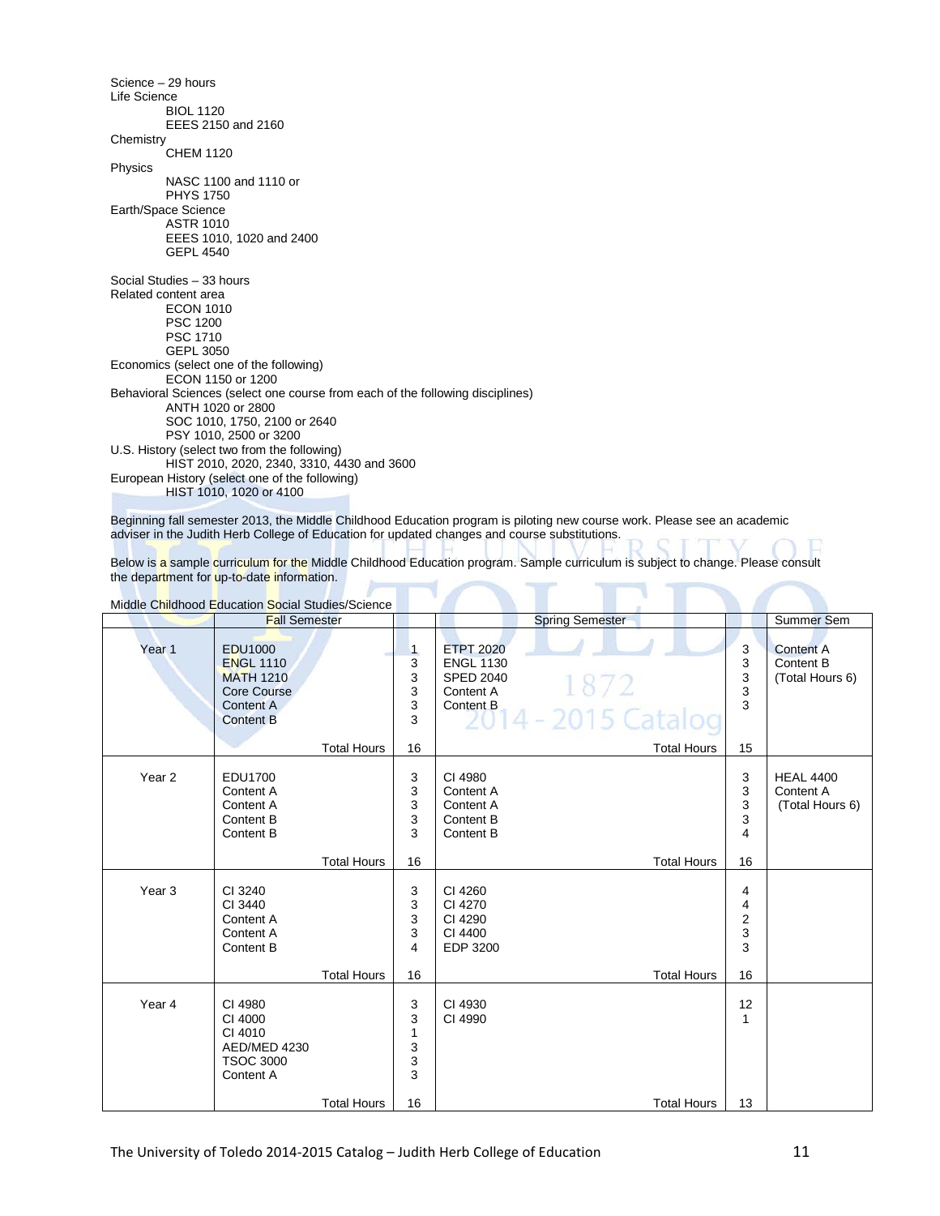Science – 29 hours

Life Science
- BIOL 1120
- EEES 2150 and 2160

Chemistry
- CHEM 1120

Physics
- NASC 1100 and 1110 or
- PHYS 1750

Earth/Space Science
- ASTR 1010
- EEES 1010, 1020 and 2400
- GEPL 4540

Social Studies – 33 hours

Related content area
- ECON 1010
- PSC 1200
- PSC 1710
- GEPL 3050

Economics (select one of the following)
- ECON 1150 or 1200

Behavioral Sciences (select one course from each of the following disciplines)
- ANTH 1020 or 2800
- SOC 1010, 1750, 2100 or 2640
- PSY 1010, 2500 or 3200

U.S. History (select two from the following)
- HIST 2010, 2020, 2340, 3310, 4430 and 3600

European History (select one of the following)
- HIST 1010, 1020 or 4100

Beginning fall semester 2013, the Middle Childhood Education program is piloting new course work. Please see an academic adviser in the Judith Herb College of Education for updated changes and course substitutions.

Below is a sample curriculum for the Middle Childhood Education program. Sample curriculum is subject to change. Please consult the department for up-to-date information.

Middle Childhood Education Social Studies/Science

| | Fall Semester | | Spring Semester | | Summer Sem |
|---|---|---|---|---|---|
| Year 1 | EDU1000<br>ENGL 1110<br>MATH 1210<br>Core Course<br>Content A<br>Content B | 1<br>3<br>3<br>3<br>3<br>3 | ETPT 2020<br>ENGL 1130<br>SPED 2040<br>Content A<br>Content B | 3<br>3<br>3<br>3<br>3 | Content A<br>Content B<br>(Total Hours 6) |
| | Total Hours | 16 | Total Hours | 15 | |
| Year 2 | EDU1700<br>Content A<br>Content A<br>Content B<br>Content B | 3<br>3<br>3<br>3<br>3 | CI 4980<br>Content A<br>Content A<br>Content B<br>Content B | 3<br>3<br>3<br>3<br>4 | HEAL 4400<br>Content A<br>(Total Hours 6) |
| | Total Hours | 16 | Total Hours | 16 | |
| Year 3 | CI 3240<br>CI 3440<br>Content A<br>Content A<br>Content B | 3<br>3<br>3<br>3<br>4 | CI 4260<br>CI 4270<br>CI 4290<br>CI 4400<br>EDP 3200 | 4<br>4<br>2<br>3<br>3 | |
| | Total Hours | 16 | Total Hours | 16 | |
| Year 4 | CI 4980<br>CI 4000<br>CI 4010<br>AED/MED 4230<br>TSOC 3000<br>Content A | 3<br>3<br>1<br>3<br>3<br>3 | CI 4930<br>CI 4990 | 12<br>1 | |
| | Total Hours | 16 | Total Hours | 13 | |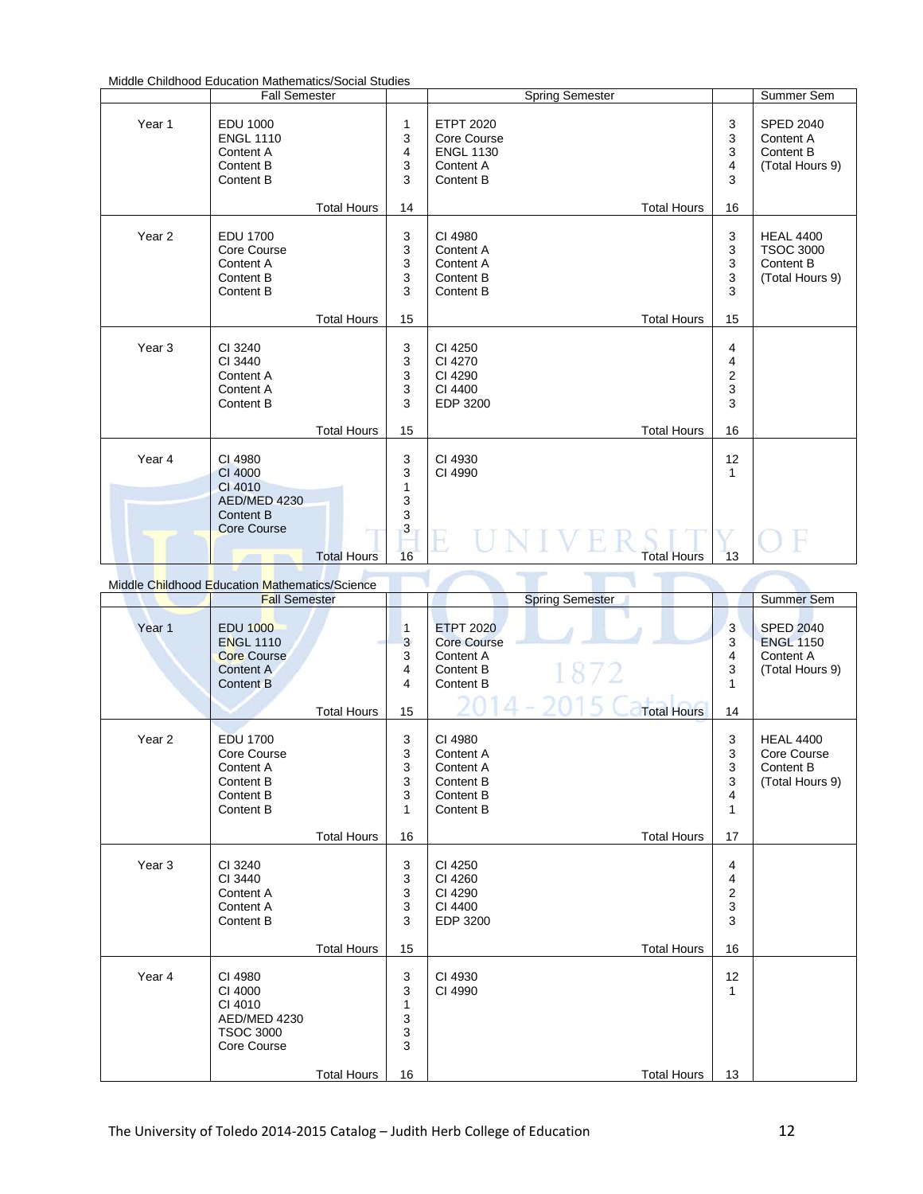Middle Childhood Education Mathematics/Social Studies

| | Fall Semester | | Spring Semester | | Summer Sem |
|---|---|---|---|---|---|
| Year 1 | EDU 1000<br>ENGL 1110<br>Content A<br>Content B<br>Content B | 1<br>3<br>4<br>3<br>3 | ETPT 2020<br>Core Course<br>ENGL 1130<br>Content A<br>Content B | 3<br>3<br>3<br>4<br>3 | SPED 2040<br>Content A<br>Content B<br>(Total Hours 9) |
| | Total Hours | 14 | Total Hours | 16 | |
| Year 2 | EDU 1700<br>Core Course<br>Content A<br>Content B<br>Content B | 3<br>3<br>3<br>3<br>3 | CI 4980<br>Content A<br>Content A<br>Content B<br>Content B | 3<br>3<br>3<br>3<br>3 | HEAL 4400<br>TSOC 3000<br>Content B<br>(Total Hours 9) |
| | Total Hours | 15 | Total Hours | 15 | |
| Year 3 | CI 3240<br>CI 3440<br>Content A<br>Content A<br>Content B | 3<br>3<br>3<br>3<br>3 | CI 4250<br>CI 4270<br>CI 4290<br>CI 4400<br>EDP 3200 | 4<br>4<br>2<br>3<br>3 | |
| | Total Hours | 15 | Total Hours | 16 | |
| Year 4 | CI 4980<br>CI 4000<br>CI 4010<br>AED/MED 4230<br>Content B<br>Core Course | 3<br>3<br>1<br>3<br>3<br>3 | CI 4930<br>CI 4990 | 12<br>1 | |
| | Total Hours | 16 | Total Hours | 13 | |

Middle Childhood Education Mathematics/Science

| | Fall Semester | | Spring Semester | | Summer Sem |
|---|---|---|---|---|---|
| Year 1 | EDU 1000<br>ENGL 1110<br>Core Course<br>Content A<br>Content B | 1<br>3<br>3<br>4<br>4 | ETPT 2020<br>Core Course<br>Content A<br>Content B<br>Content B | 3<br>3<br>4<br>3<br>1 | SPED 2040<br>ENGL 1150<br>Content A<br>(Total Hours 9) |
| | Total Hours | 15 | Total Hours | 14 | |
| Year 2 | EDU 1700<br>Core Course<br>Content A<br>Content B<br>Content B<br>Content B | 3<br>3<br>3<br>3<br>3<br>1 | CI 4980<br>Content A<br>Content A<br>Content B<br>Content B<br>Content B | 3<br>3<br>3<br>3<br>4<br>1 | HEAL 4400<br>Core Course<br>Content B<br>(Total Hours 9) |
| | Total Hours | 16 | Total Hours | 17 | |
| Year 3 | CI 3240<br>CI 3440<br>Content A<br>Content A<br>Content B | 3<br>3<br>3<br>3<br>3 | CI 4250<br>CI 4260<br>CI 4290<br>CI 4400<br>EDP 3200 | 4<br>4<br>2<br>3<br>3 | |
| | Total Hours | 15 | Total Hours | 16 | |
| Year 4 | CI 4980<br>CI 4000<br>CI 4010<br>AED/MED 4230<br>TSOC 3000<br>Core Course | 3<br>3<br>1<br>3<br>3<br>3 | CI 4930<br>CI 4990 | 12<br>1 | |
| | Total Hours | 16 | Total Hours | 13 | |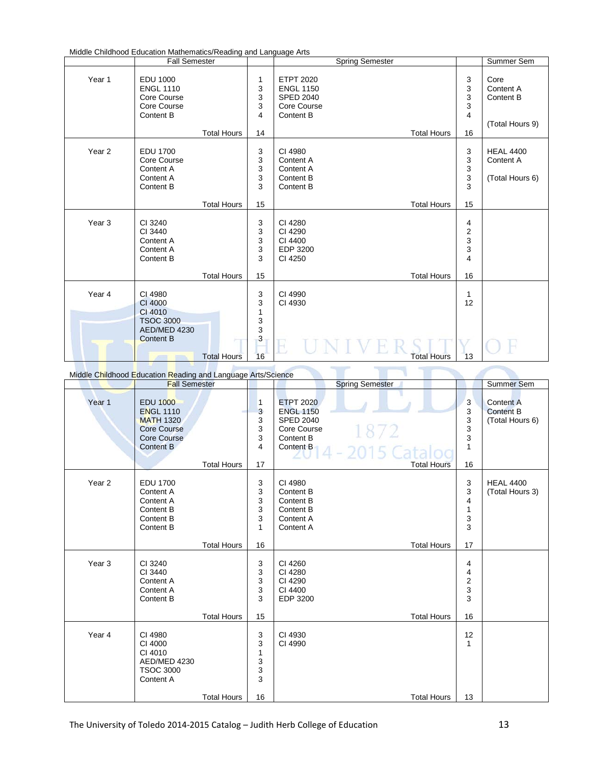Middle Childhood Education Mathematics/Reading and Language Arts

| | Fall Semester | | Spring Semester | | Summer Sem |
|---|---|---|---|---|---|
| Year 1 | EDU 1000 | 1 | ETPT 2020 | 3 | Core |
| | ENGL 1110 | 3 | ENGL 1150 | 3 | Content A |
| | Core Course | 3 | SPED 2040 | 3 | Content B |
| | Core Course | 3 | Core Course | 3 | |
| | Content B | 4 | Content B | 4 | |
| | Total Hours | 14 | Total Hours | 16 | (Total Hours 9) |
| Year 2 | EDU 1700 | 3 | CI 4980 | 3 | HEAL 4400 |
| | Core Course | 3 | Content A | 3 | Content A |
| | Content A | 3 | Content A | 3 | |
| | Content A | 3 | Content B | 3 | (Total Hours 6) |
| | Content B | 3 | Content B | 3 | |
| | Total Hours | 15 | Total Hours | 15 | |
| Year 3 | CI 3240 | 3 | CI 4280 | 4 | |
| | CI 3440 | 3 | CI 4290 | 2 | |
| | Content A | 3 | CI 4400 | 3 | |
| | Content A | 3 | EDP 3200 | 3 | |
| | Content B | 3 | CI 4250 | 4 | |
| | Total Hours | 15 | Total Hours | 16 | |
| Year 4 | CI 4980 | 3 | CI 4990 | 1 | |
| | CI 4000 | 3 | CI 4930 | 12 | |
| | CI 4010 | 1 | | | |
| | TSOC 3000 | 3 | | | |
| | AED/MED 4230 | 3 | | | |
| | Content B | 3 | | | |
| | Total Hours | 16 | Total Hours | 13 | |

Middle Childhood Education Reading and Language Arts/Science

| | Fall Semester | | Spring Semester | | Summer Sem |
|---|---|---|---|---|---|
| Year 1 | EDU 1000 | 1 | ETPT 2020 | 3 | Content A |
| | ENGL 1110 | 3 | ENGL 1150 | 3 | Content B |
| | MATH 1320 | 3 | SPED 2040 | 3 | (Total Hours 6) |
| | Core Course | 3 | Core Course | 3 | |
| | Core Course | 3 | Content B | 3 | |
| | Content B | 4 | Content B | 1 | |
| | Total Hours | 17 | Total Hours | 16 | |
| Year 2 | EDU 1700 | 3 | CI 4980 | 3 | HEAL 4400 |
| | Content A | 3 | Content B | 3 | (Total Hours 3) |
| | Content A | 3 | Content B | 4 | |
| | Content B | 3 | Content B | 1 | |
| | Content B | 3 | Content A | 3 | |
| | Content B | 1 | Content A | 3 | |
| | Total Hours | 16 | Total Hours | 17 | |
| Year 3 | CI 3240 | 3 | CI 4260 | 4 | |
| | CI 3440 | 3 | CI 4280 | 4 | |
| | Content A | 3 | CI 4290 | 2 | |
| | Content A | 3 | CI 4400 | 3 | |
| | Content B | 3 | EDP 3200 | 3 | |
| | Total Hours | 15 | Total Hours | 16 | |
| Year 4 | CI 4980 | 3 | CI 4930 | 12 | |
| | CI 4000 | 3 | CI 4990 | 1 | |
| | CI 4010 | 1 | | | |
| | AED/MED 4230 | 3 | | | |
| | TSOC 3000 | 3 | | | |
| | Content A | 3 | | | |
| | Total Hours | 16 | Total Hours | 13 | |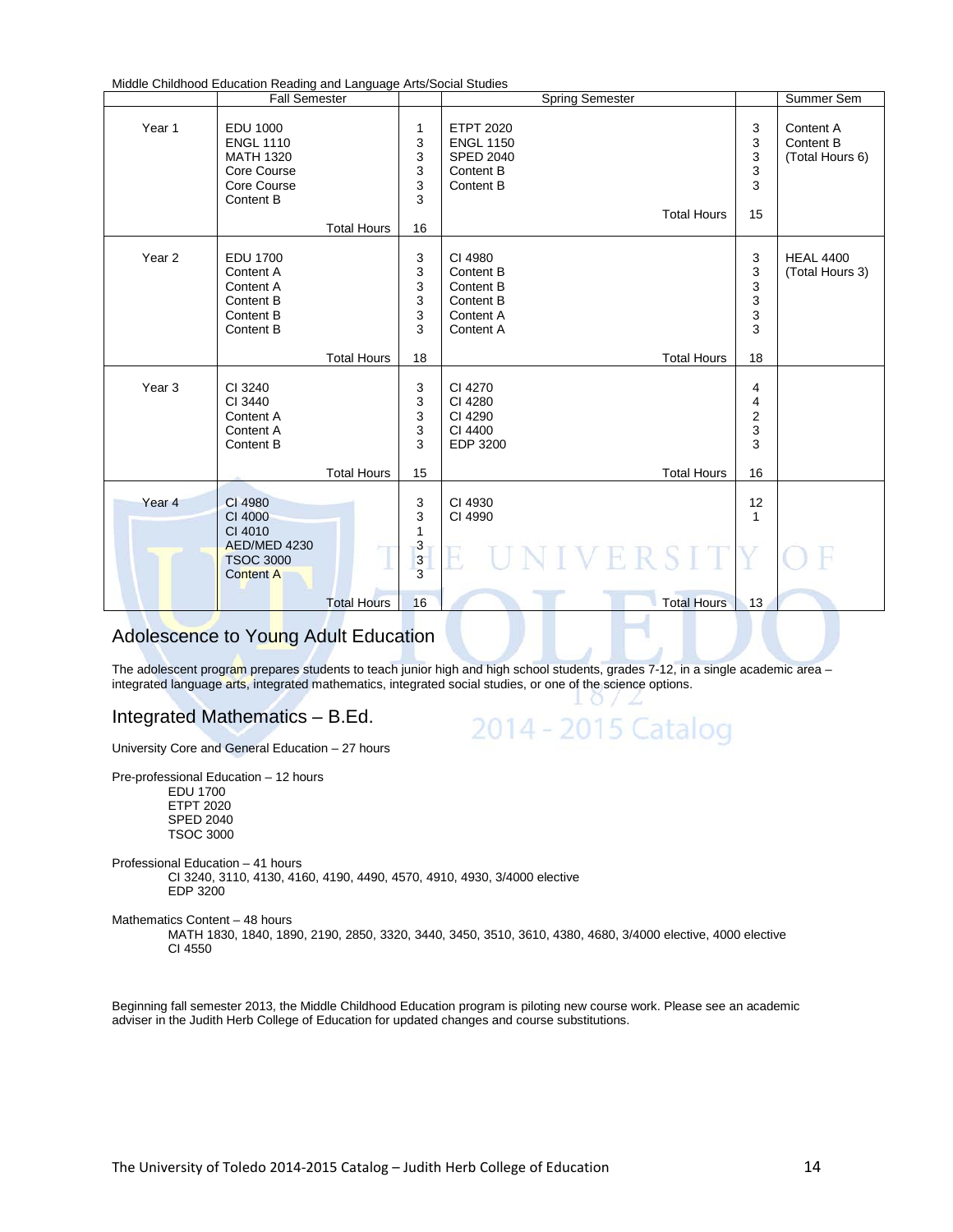Middle Childhood Education Reading and Language Arts/Social Studies

| | Fall Semester | | Spring Semester | | Summer Sem |
|---|---|---|---|---|---|
| Year 1 | EDU 1000<br>ENGL 1110<br>MATH 1320<br>Core Course<br>Core Course<br>Content B | 1<br>3<br>3<br>3<br>3<br>3 | ETPT 2020<br>ENGL 1150<br>SPED 2040<br>Content B<br>Content B | 3<br>3<br>3<br>3<br>3 | Content A<br>Content B<br>(Total Hours 6) |
| | Total Hours | 16 | Total Hours | 15 | |
| Year 2 | EDU 1700<br>Content A<br>Content A<br>Content B<br>Content B<br>Content B | 3<br>3<br>3<br>3<br>3<br>3 | CI 4980<br>Content B<br>Content B<br>Content B<br>Content A<br>Content A | 3<br>3<br>3<br>3<br>3<br>3 | HEAL 4400<br>(Total Hours 3) |
| | Total Hours | 18 | Total Hours | 18 | |
| Year 3 | CI 3240<br>CI 3440<br>Content A<br>Content A<br>Content B | 3<br>3<br>3<br>3<br>3 | CI 4270<br>CI 4280<br>CI 4290<br>CI 4400<br>EDP 3200 | 4<br>4<br>2<br>3<br>3 | |
| | Total Hours | 15 | Total Hours | 16 | |
| Year 4 | CI 4980<br>CI 4000<br>CI 4010<br>AED/MED 4230<br>TSOC 3000<br>Content A | 3<br>3<br>1<br>3<br>3<br>3 | CI 4930<br>CI 4990 | 12<br>1 | |
| | Total Hours | 16 | Total Hours | 13 | |

## Adolescence to Young Adult Education

The adolescent program prepares students to teach junior high and high school students, grades 7-12, in a single academic area – integrated language arts, integrated mathematics, integrated social studies, or one of the science options.

## Integrated Mathematics – B.Ed.

University Core and General Education – 27 hours

Pre-professional Education – 12 hours
- EDU 1700
- ETPT 2020
- SPED 2040
- TSOC 3000

Professional Education – 41 hours
- CI 3240, 3110, 4130, 4160, 4190, 4490, 4570, 4910, 4930, 3/4000 elective
- EDP 3200

Mathematics Content – 48 hours
- MATH 1830, 1840, 1890, 2190, 2850, 3320, 3440, 3450, 3510, 3610, 4380, 4680, 3/4000 elective, 4000 elective
- CI 4550

Beginning fall semester 2013, the Middle Childhood Education program is piloting new course work. Please see an academic adviser in the Judith Herb College of Education for updated changes and course substitutions.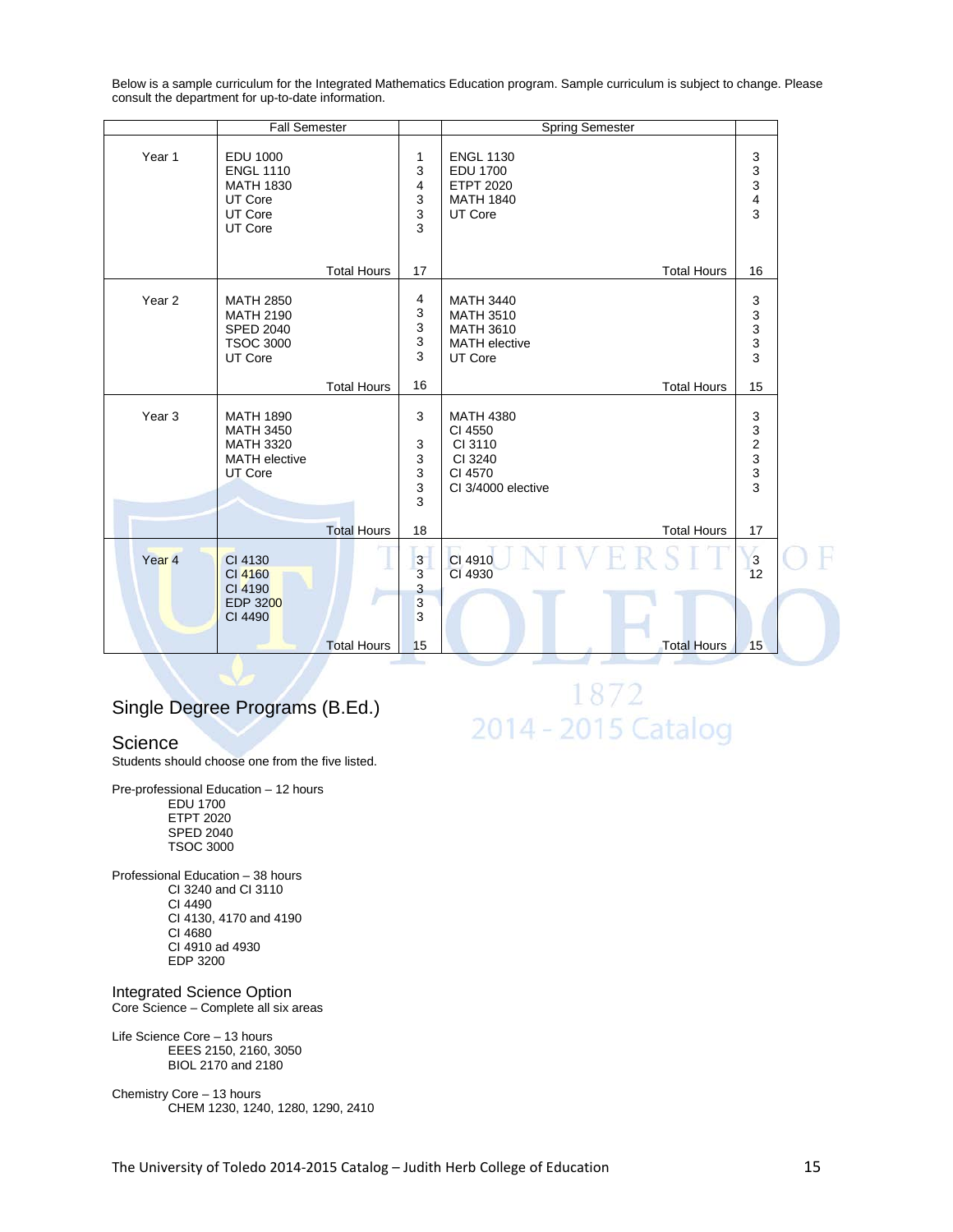Below is a sample curriculum for the Integrated Mathematics Education program. Sample curriculum is subject to change. Please consult the department for up-to-date information.

| | Fall Semester | | Spring Semester | |
|---|---|---|---|---|
| Year 1 | EDU 1000 | 1 | ENGL 1130 | 3 |
| | ENGL 1110 | 3 | EDU 1700 | 3 |
| | MATH 1830 | 4 | ETPT 2020 | 3 |
| | UT Core | 3 | MATH 1840 | 4 |
| | UT Core | 3 | UT Core | 3 |
| | UT Core | 3 | | |
| | Total Hours | 17 | Total Hours | 16 |
| Year 2 | MATH 2850 | 4 | MATH 3440 | 3 |
| | MATH 2190 | 3 | MATH 3510 | 3 |
| | SPED 2040 | 3 | MATH 3610 | 3 |
| | TSOC 3000 | 3 | MATH elective | 3 |
| | UT Core | 3 | UT Core | 3 |
| | Total Hours | 16 | Total Hours | 15 |
| Year 3 | MATH 1890 | 3 | MATH 4380 | 3 |
| | MATH 3450 | | CI 4550 | 3 |
| | MATH 3320 | 3 | CI 3110 | 2 |
| | MATH elective | 3 | CI 3240 | 3 |
| | UT Core | 3 | CI 4570 | 3 |
| | | 3 | CI 3/4000 elective | 3 |
| | | 3 | | |
| | Total Hours | 18 | Total Hours | 17 |
| Year 4 | CI 4130 | 3 | CI 4910 | 3 |
| | CI 4160 | 3 | CI 4930 | 12 |
| | CI 4190 | 3 | | |
| | EDP 3200 | 3 | | |
| | CI 4490 | 3 | | |
| | Total Hours | 15 | Total Hours | 15 |

## Single Degree Programs (B.Ed.)

### Science

Students should choose one from the five listed.

Pre-professional Education – 12 hours
- EDU 1700
- ETPT 2020
- SPED 2040
- TSOC 3000

Professional Education – 38 hours
- CI 3240 and CI 3110
- CI 4490
- CI 4130, 4170 and 4190
- CI 4680
- CI 4910 ad 4930
- EDP 3200

### Integrated Science Option

Core Science – Complete all six areas

Life Science Core – 13 hours
- EEES 2150, 2160, 3050
- BIOL 2170 and 2180

Chemistry Core – 13 hours
- CHEM 1230, 1240, 1280, 1290, 2410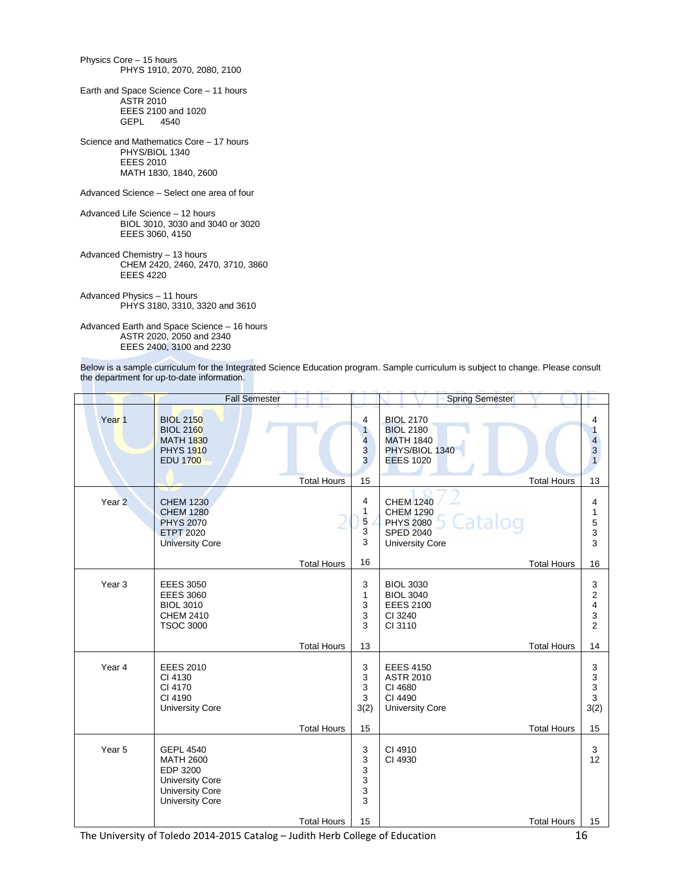Physics Core – 15 hours
PHYS 1910, 2070, 2080, 2100

Earth and Space Science Core – 11 hours
ASTR 2010
EEES 2100 and 1020
GEPL 4540

Science and Mathematics Core – 17 hours
PHYS/BIOL 1340
EEES 2010
MATH 1830, 1840, 2600

Advanced Science – Select one area of four

Advanced Life Science – 12 hours
BIOL 3010, 3030 and 3040 or 3020
EEES 3060, 4150

Advanced Chemistry – 13 hours
CHEM 2420, 2460, 2470, 3710, 3860
EEES 4220

Advanced Physics – 11 hours
PHYS 3180, 3310, 3320 and 3610

Advanced Earth and Space Science – 16 hours
ASTR 2020, 2050 and 2340
EEES 2400, 3100 and 2230

Below is a sample curriculum for the Integrated Science Education program. Sample curriculum is subject to change. Please consult the department for up-to-date information.

| | Fall Semester | | Spring Semester | |
|---|---|---|---|---|
| Year 1 | BIOL 2150 | 4 | BIOL 2170 | 4 |
| | BIOL 2160 | 1 | BIOL 2180 | 1 |
| | MATH 1830 | 4 | MATH 1840 | 4 |
| | PHYS 1910 | 3 | PHYS/BIOL 1340 | 3 |
| | EDU 1700 | 3 | EEES 1020 | 1 |
| | Total Hours | 15 | Total Hours | 13 |
| Year 2 | CHEM 1230 | 4 | CHEM 1240 | 4 |
| | CHEM 1280 | 1 | CHEM 1290 | 1 |
| | PHYS 2070 | 5 | PHYS 2080 | 5 |
| | ETPT 2020 | 3 | SPED 2040 | 3 |
| | University Core | 3 | University Core | 3 |
| | Total Hours | 16 | Total Hours | 16 |
| Year 3 | EEES 3050 | 3 | BIOL 3030 | 3 |
| | EEES 3060 | 1 | BIOL 3040 | 2 |
| | BIOL 3010 | 3 | EEES 2100 | 4 |
| | CHEM 2410 | 3 | CI 3240 | 3 |
| | TSOC 3000 | 3 | CI 3110 | 2 |
| | Total Hours | 13 | Total Hours | 14 |
| Year 4 | EEES 2010 | 3 | EEES 4150 | 3 |
| | CI 4130 | 3 | ASTR 2010 | 3 |
| | CI 4170 | 3 | CI 4680 | 3 |
| | CI 4190 | 3 | CI 4490 | 3 |
| | University Core | 3(2) | University Core | 3(2) |
| | Total Hours | 15 | Total Hours | 15 |
| Year 5 | GEPL 4540 | 3 | CI 4910 | 3 |
| | MATH 2600 | 3 | CI 4930 | 12 |
| | EDP 3200 | 3 | | |
| | University Core | 3 | | |
| | University Core | 3 | | |
| | University Core | 3 | | |
| | Total Hours | 15 | Total Hours | 15 |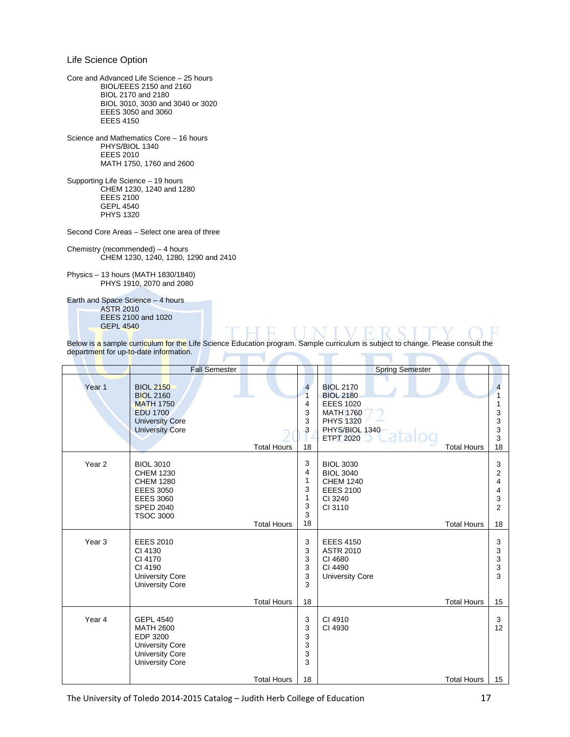## Life Science Option

Core and Advanced Life Science – 25 hours
- BIOL/EEES 2150 and 2160
- BIOL 2170 and 2180
- BIOL 3010, 3030 and 3040 or 3020
- EEES 3050 and 3060
- EEES 4150

Science and Mathematics Core – 16 hours
- PHYS/BIOL 1340
- EEES 2010
- MATH 1750, 1760 and 2600

Supporting Life Science – 19 hours
- CHEM 1230, 1240 and 1280
- EEES 2100
- GEPL 4540
- PHYS 1320

Second Core Areas – Select one area of three

Chemistry (recommended) – 4 hours
- CHEM 1230, 1240, 1280, 1290 and 2410

Physics – 13 hours (MATH 1830/1840)
- PHYS 1910, 2070 and 2080

Earth and Space Science – 4 hours
- ASTR 2010
- EEES 2100 and 1020
- GEPL 4540

Below is a sample curriculum for the Life Science Education program. Sample curriculum is subject to change. Please consult the department for up-to-date information.

| | Fall Semester | | Spring Semester | |
|---|---|---|---|---|
| Year 1 | BIOL 2150 | 4 | BIOL 2170 | 4 |
| | BIOL 2160 | 1 | BIOL 2180 | 1 |
| | MATH 1750 | 4 | EEES 1020 | 1 |
| | EDU 1700 | 3 | MATH 1760 | 3 |
| | University Core | 3 | PHYS 1320 | 3 |
| | University Core | 3 | PHYS/BIOL 1340 | 3 |
| | | | ETPT 2020 | 3 |
| | Total Hours | 18 | Total Hours | 18 |
| Year 2 | BIOL 3010 | 3 | BIOL 3030 | 3 |
| | CHEM 1230 | 4 | BIOL 3040 | 2 |
| | CHEM 1280 | 1 | CHEM 1240 | 4 |
| | EEES 3050 | 3 | EEES 2100 | 4 |
| | EEES 3060 | 1 | CI 3240 | 3 |
| | SPED 2040 | 3 | CI 3110 | 2 |
| | TSOC 3000 | 3 | | |
| | Total Hours | 18 | Total Hours | 18 |
| Year 3 | EEES 2010 | 3 | EEES 4150 | 3 |
| | CI 4130 | 3 | ASTR 2010 | 3 |
| | CI 4170 | 3 | CI 4680 | 3 |
| | CI 4190 | 3 | CI 4490 | 3 |
| | University Core | 3 | University Core | 3 |
| | University Core | 3 | | |
| | Total Hours | 18 | Total Hours | 15 |
| Year 4 | GEPL 4540 | 3 | CI 4910 | 3 |
| | MATH 2600 | 3 | CI 4930 | 12 |
| | EDP 3200 | 3 | | |
| | University Core | 3 | | |
| | University Core | 3 | | |
| | University Core | 3 | | |
| | Total Hours | 18 | Total Hours | 15 |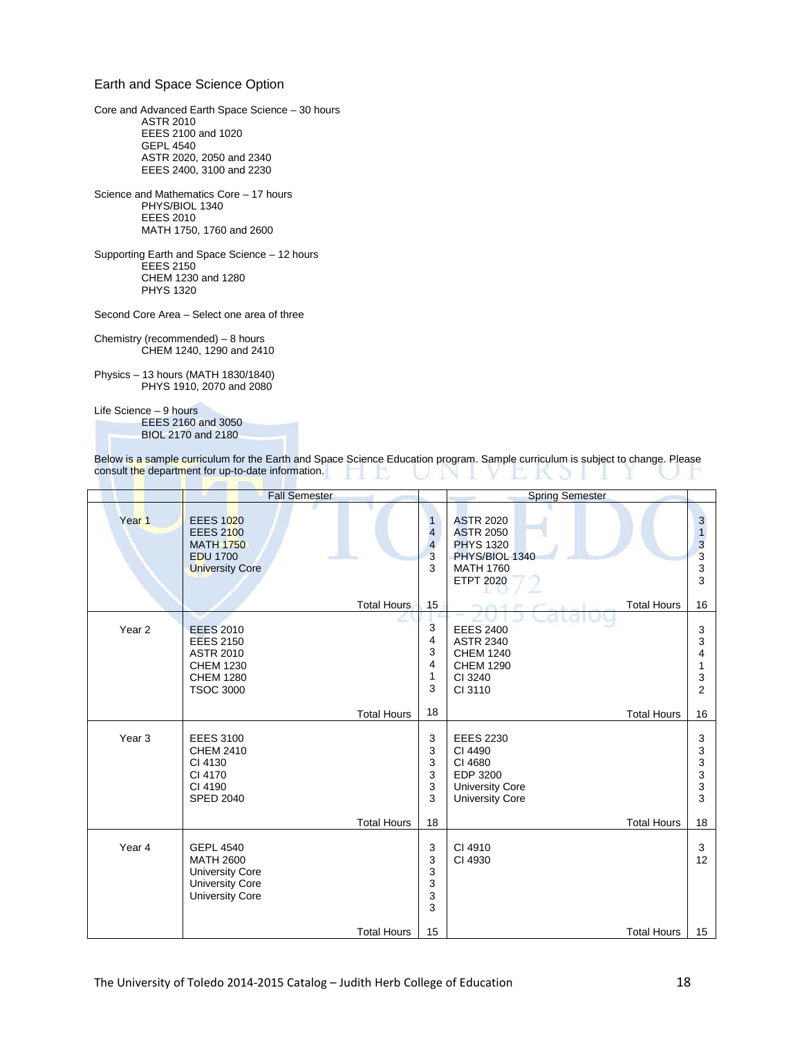## Earth and Space Science Option

Core and Advanced Earth Space Science – 30 hours
- ASTR 2010
- EEES 2100 and 1020
- GEPL 4540
- ASTR 2020, 2050 and 2340
- EEES 2400, 3100 and 2230

Science and Mathematics Core – 17 hours
- PHYS/BIOL 1340
- EEES 2010
- MATH 1750, 1760 and 2600

Supporting Earth and Space Science – 12 hours
- EEES 2150
- CHEM 1230 and 1280
- PHYS 1320

Second Core Area – Select one area of three

Chemistry (recommended) – 8 hours
- CHEM 1240, 1290 and 2410

Physics – 13 hours (MATH 1830/1840)
- PHYS 1910, 2070 and 2080

Life Science – 9 hours
- EEES 2160 and 3050
- BIOL 2170 and 2180

Below is a sample curriculum for the Earth and Space Science Education program. Sample curriculum is subject to change. Please consult the department for up-to-date information.

| | Fall Semester | | Spring Semester | |
|---|---|---|---|---|
| Year 1 | EEES 1020 | 1 | ASTR 2020 | 3 |
| | EEES 2100 | 4 | ASTR 2050 | 1 |
| | MATH 1750 | 4 | PHYS 1320 | 3 |
| | EDU 1700 | 3 | PHYS/BIOL 1340 | 3 |
| | University Core | 3 | MATH 1760 | 3 |
| | | | ETPT 2020 | 3 |
| | Total Hours | 15 | Total Hours | 16 |
| Year 2 | EEES 2010 | 3 | EEES 2400 | 3 |
| | EEES 2150 | 4 | ASTR 2340 | 3 |
| | ASTR 2010 | 3 | CHEM 1240 | 4 |
| | CHEM 1230 | 4 | CHEM 1290 | 1 |
| | CHEM 1280 | 1 | CI 3240 | 3 |
| | TSOC 3000 | 3 | CI 3110 | 2 |
| | Total Hours | 18 | Total Hours | 16 |
| Year 3 | EEES 3100 | 3 | EEES 2230 | 3 |
| | CHEM 2410 | 3 | CI 4490 | 3 |
| | CI 4130 | 3 | CI 4680 | 3 |
| | CI 4170 | 3 | EDP 3200 | 3 |
| | CI 4190 | 3 | University Core | 3 |
| | SPED 2040 | 3 | University Core | 3 |
| | Total Hours | 18 | Total Hours | 18 |
| Year 4 | GEPL 4540 | 3 | CI 4910 | 3 |
| | MATH 2600 | 3 | CI 4930 | 12 |
| | University Core | 3 | | |
| | University Core | 3 | | |
| | University Core | 3 | | |
| | | 3 | | |
| | Total Hours | 15 | Total Hours | 15 |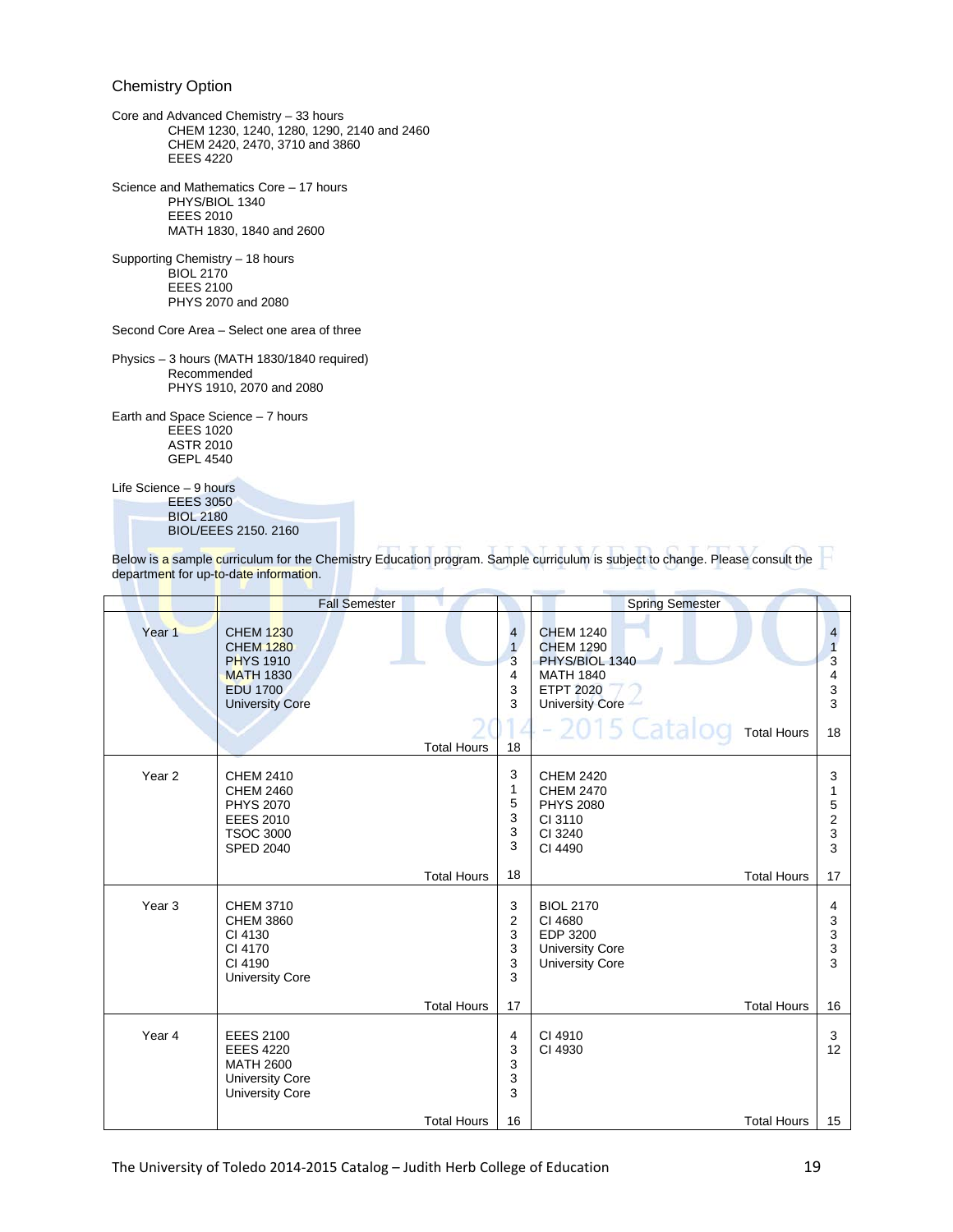## Chemistry Option

Core and Advanced Chemistry – 33 hours
- CHEM 1230, 1240, 1280, 1290, 2140 and 2460
- CHEM 2420, 2470, 3710 and 3860
- EEES 4220

Science and Mathematics Core – 17 hours
- PHYS/BIOL 1340
- EEES 2010
- MATH 1830, 1840 and 2600

Supporting Chemistry – 18 hours
- BIOL 2170
- EEES 2100
- PHYS 2070 and 2080

Second Core Area – Select one area of three

Physics – 3 hours (MATH 1830/1840 required)
- Recommended
- PHYS 1910, 2070 and 2080

Earth and Space Science – 7 hours
- EEES 1020
- ASTR 2010
- GEPL 4540

Life Science – 9 hours
- EEES 3050
- BIOL 2180
- BIOL/EEES 2150. 2160

Below is a sample curriculum for the Chemistry Education program. Sample curriculum is subject to change. Please consult the department for up-to-date information.

| | Fall Semester | | Spring Semester | |
|---|---|---|---|---|
| Year 1 | CHEM 1230 | 4 | CHEM 1240 | 4 |
| | CHEM 1280 | 1 | CHEM 1290 | 1 |
| | PHYS 1910 | 3 | PHYS/BIOL 1340 | 3 |
| | MATH 1830 | 4 | MATH 1840 | 4 |
| | EDU 1700 | 3 | ETPT 2020 | 3 |
| | University Core | 3 | University Core | 3 |
| | Total Hours | 18 | Total Hours | 18 |
| Year 2 | CHEM 2410 | 3 | CHEM 2420 | 3 |
| | CHEM 2460 | 1 | CHEM 2470 | 1 |
| | PHYS 2070 | 5 | PHYS 2080 | 5 |
| | EEES 2010 | 3 | CI 3110 | 2 |
| | TSOC 3000 | 3 | CI 3240 | 3 |
| | SPED 2040 | 3 | CI 4490 | 3 |
| | Total Hours | 18 | Total Hours | 17 |
| Year 3 | CHEM 3710 | 3 | BIOL 2170 | 4 |
| | CHEM 3860 | 2 | CI 4680 | 3 |
| | CI 4130 | 3 | EDP 3200 | 3 |
| | CI 4170 | 3 | University Core | 3 |
| | CI 4190 | 3 | University Core | 3 |
| | University Core | 3 | | |
| | Total Hours | 17 | Total Hours | 16 |
| Year 4 | EEES 2100 | 4 | CI 4910 | 3 |
| | EEES 4220 | 3 | CI 4930 | 12 |
| | MATH 2600 | 3 | | |
| | University Core | 3 | | |
| | University Core | 3 | | |
| | Total Hours | 16 | Total Hours | 15 |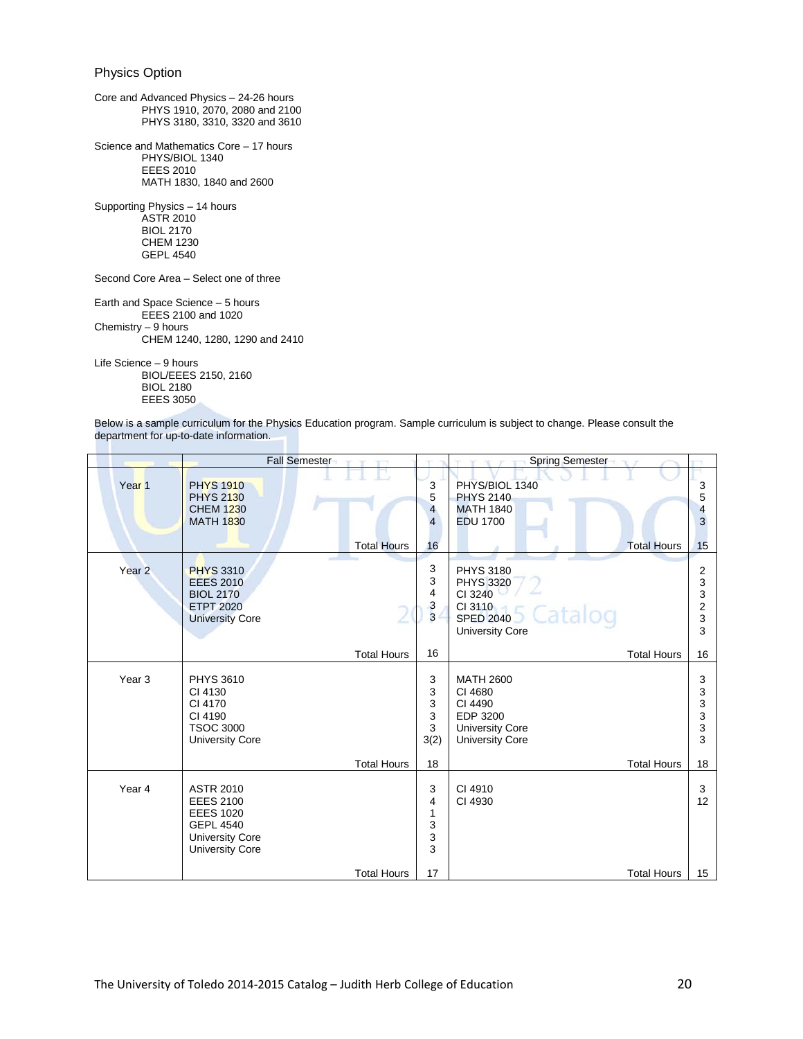## Physics Option

Core and Advanced Physics – 24-26 hours
PHYS 1910, 2070, 2080 and 2100
PHYS 3180, 3310, 3320 and 3610

Science and Mathematics Core – 17 hours
PHYS/BIOL 1340
EEES 2010
MATH 1830, 1840 and 2600

Supporting Physics – 14 hours
ASTR 2010
BIOL 2170
CHEM 1230
GEPL 4540

Second Core Area – Select one of three

Earth and Space Science – 5 hours
EEES 2100 and 1020

Chemistry – 9 hours
CHEM 1240, 1280, 1290 and 2410

Life Science – 9 hours
BIOL/EEES 2150, 2160
BIOL 2180
EEES 3050

Below is a sample curriculum for the Physics Education program. Sample curriculum is subject to change. Please consult the department for up-to-date information.

| | Fall Semester | | Spring Semester | |
|---|---|---|---|---|
| Year 1 | PHYS 1910<br>PHYS 2130<br>CHEM 1230<br>MATH 1830 | 3<br>5<br>4<br>4 | PHYS/BIOL 1340<br>PHYS 2140<br>MATH 1840<br>EDU 1700 | 3<br>5<br>4<br>3 |
| | Total Hours | 16 | Total Hours | 15 |
| Year 2 | PHYS 3310<br>EEES 2010<br>BIOL 2170<br>ETPT 2020<br>University Core | 3<br>3<br>4<br>3<br>3 | PHYS 3180<br>PHYS 3320<br>CI 3240<br>CI 3110<br>SPED 2040<br>University Core | 2<br>3<br>3<br>2<br>3<br>3 |
| | Total Hours | 16 | Total Hours | 16 |
| Year 3 | PHYS 3610<br>CI 4130<br>CI 4170<br>CI 4190<br>TSOC 3000<br>University Core | 3<br>3<br>3<br>3<br>3<br>3(2) | MATH 2600<br>CI 4680<br>CI 4490<br>EDP 3200<br>University Core<br>University Core | 3<br>3<br>3<br>3<br>3<br>3 |
| | Total Hours | 18 | Total Hours | 18 |
| Year 4 | ASTR 2010<br>EEES 2100<br>EEES 1020<br>GEPL 4540<br>University Core<br>University Core | 3<br>4<br>1<br>3<br>3<br>3 | CI 4910<br>CI 4930 | 3<br>12 |
| | Total Hours | 17 | Total Hours | 15 |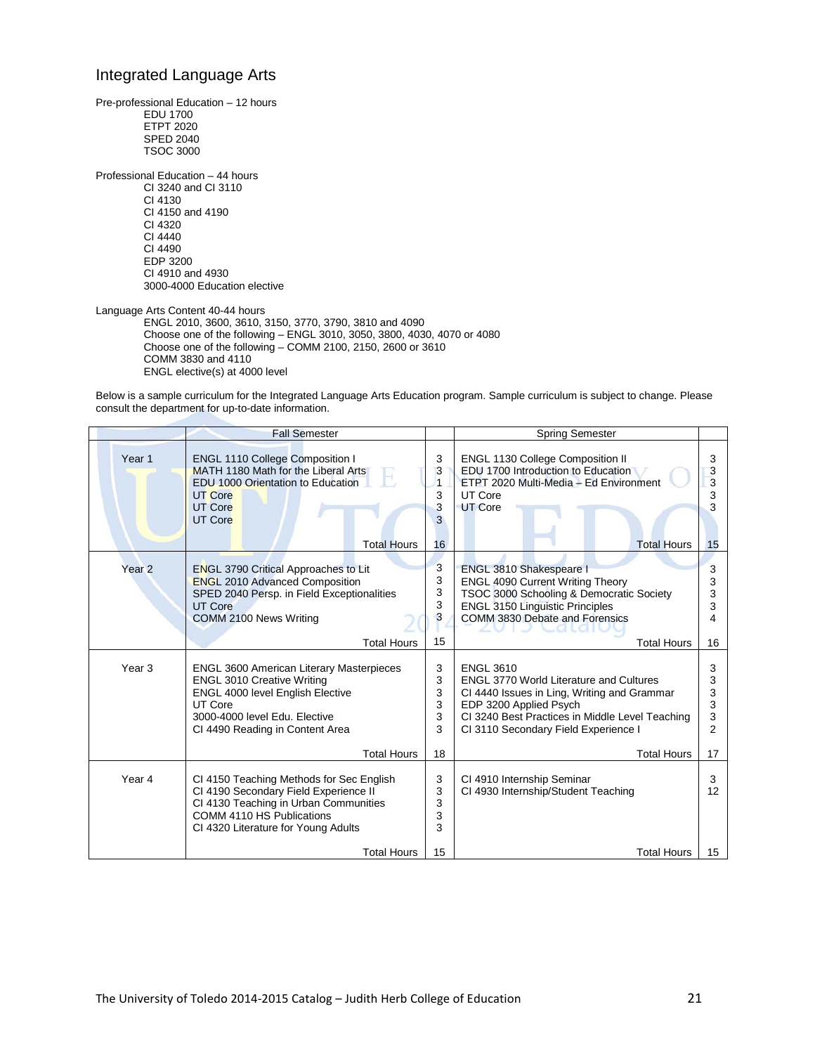## Integrated Language Arts

Pre-professional Education – 12 hours
- EDU 1700
- ETPT 2020
- SPED 2040
- TSOC 3000

Professional Education – 44 hours
- CI 3240 and CI 3110
- CI 4130
- CI 4150 and 4190
- CI 4320
- CI 4440
- CI 4490
- EDP 3200
- CI 4910 and 4930
- 3000-4000 Education elective

Language Arts Content 40-44 hours
- ENGL 2010, 3600, 3610, 3150, 3770, 3790, 3810 and 4090
- Choose one of the following – ENGL 3010, 3050, 3800, 4030, 4070 or 4080
- Choose one of the following – COMM 2100, 2150, 2600 or 3610
- COMM 3830 and 4110
- ENGL elective(s) at 4000 level

Below is a sample curriculum for the Integrated Language Arts Education program. Sample curriculum is subject to change. Please consult the department for up-to-date information.

| | Fall Semester | | Spring Semester | |
|---|---|---|---|---|
| Year 1 | ENGL 1110 College Composition I | 3 | ENGL 1130 College Composition II | 3 |
| | MATH 1180 Math for the Liberal Arts | 3 | EDU 1700 Introduction to Education | 3 |
| | EDU 1000 Orientation to Education | 1 | ETPT 2020 Multi-Media – Ed Environment | 3 |
| | UT Core | 3 | UT Core | 3 |
| | UT Core | 3 | UT Core | 3 |
| | UT Core | 3 | | |
| | Total Hours | 16 | Total Hours | 15 |
| Year 2 | ENGL 3790 Critical Approaches to Lit | 3 | ENGL 3810 Shakespeare I | 3 |
| | ENGL 2010 Advanced Composition | 3 | ENGL 4090 Current Writing Theory | 3 |
| | SPED 2040 Persp. in Field Exceptionalities | 3 | TSOC 3000 Schooling & Democratic Society | 3 |
| | UT Core | 3 | ENGL 3150 Linguistic Principles | 3 |
| | COMM 2100 News Writing | 3 | COMM 3830 Debate and Forensics | 4 |
| | Total Hours | 15 | Total Hours | 16 |
| Year 3 | ENGL 3600 American Literary Masterpieces | 3 | ENGL 3610 | 3 |
| | ENGL 3010 Creative Writing | 3 | ENGL 3770 World Literature and Cultures | 3 |
| | ENGL 4000 level English Elective | 3 | CI 4440 Issues in Ling, Writing and Grammar | 3 |
| | UT Core | 3 | EDP 3200 Applied Psych | 3 |
| | 3000-4000 level Edu. Elective | 3 | CI 3240 Best Practices in Middle Level Teaching | 3 |
| | CI 4490 Reading in Content Area | 3 | CI 3110 Secondary Field Experience I | 2 |
| | Total Hours | 18 | Total Hours | 17 |
| Year 4 | CI 4150 Teaching Methods for Sec English | 3 | CI 4910 Internship Seminar | 3 |
| | CI 4190 Secondary Field Experience II | 3 | CI 4930 Internship/Student Teaching | 12 |
| | CI 4130 Teaching in Urban Communities | 3 | | |
| | COMM 4110 HS Publications | 3 | | |
| | CI 4320 Literature for Young Adults | 3 | | |
| | Total Hours | 15 | Total Hours | 15 |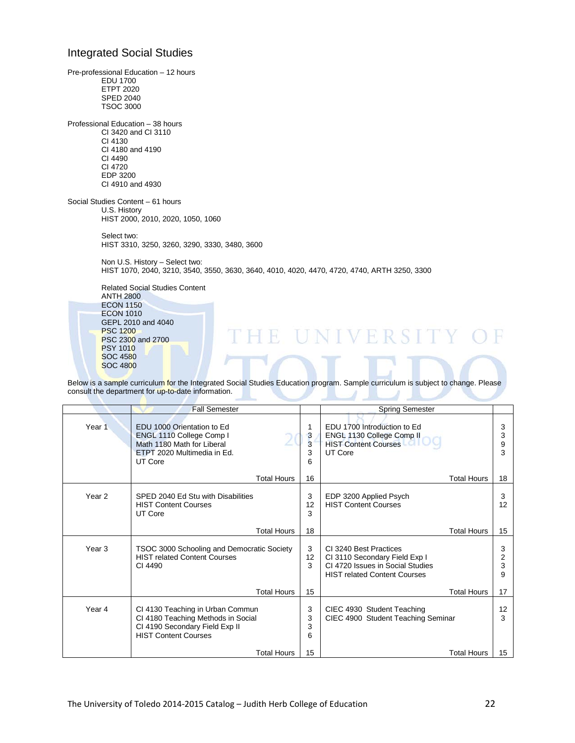## Integrated Social Studies

Pre-professional Education – 12 hours

- EDU 1700
- ETPT 2020
- SPED 2040
- TSOC 3000

Professional Education – 38 hours

- CI 3420 and CI 3110
- CI 4130
- CI 4180 and 4190
- CI 4490
- CI 4720
- EDP 3200
- CI 4910 and 4930

Social Studies Content – 61 hours

U.S. History
HIST 2000, 2010, 2020, 1050, 1060

Select two:
HIST 3310, 3250, 3260, 3290, 3330, 3480, 3600

Non U.S. History – Select two:
HIST 1070, 2040, 3210, 3540, 3550, 3630, 3640, 4010, 4020, 4470, 4720, 4740, ARTH 3250, 3300

Related Social Studies Content

- ANTH 2800
- ECON 1150
- ECON 1010
- GEPL 2010 and 4040
- PSC 1200
- PSC 2300 and 2700
- PSY 1010
- SOC 4580
- SOC 4800

Below is a sample curriculum for the Integrated Social Studies Education program. Sample curriculum is subject to change. Please consult the department for up-to-date information.

| | Fall Semester | | Spring Semester | |
|---|---|---|---|---|
| Year 1 | EDU 1000 Orientation to Ed<br>ENGL 1110 College Comp I<br>Math 1180 Math for Liberal<br>ETPT 2020 Multimedia in Ed.<br>UT Core | 1<br>3<br>3<br>3<br>6 | EDU 1700 Introduction to Ed<br>ENGL 1130 College Comp II<br>HIST Content Courses<br>UT Core | 3<br>3<br>9<br>3 |
| | Total Hours | 16 | Total Hours | 18 |
| Year 2 | SPED 2040 Ed Stu with Disabilities<br>HIST Content Courses<br>UT Core | 3<br>12<br>3 | EDP 3200 Applied Psych<br>HIST Content Courses | 3<br>12 |
| | Total Hours | 18 | Total Hours | 15 |
| Year 3 | TSOC 3000 Schooling and Democratic Society<br>HIST related Content Courses<br>CI 4490 | 3<br>12<br>3 | CI 3240 Best Practices<br>CI 3110 Secondary Field Exp I<br>CI 4720 Issues in Social Studies<br>HIST related Content Courses | 3<br>2<br>3<br>9 |
| | Total Hours | 15 | Total Hours | 17 |
| Year 4 | CI 4130 Teaching in Urban Commun<br>CI 4180 Teaching Methods in Social<br>CI 4190 Secondary Field Exp II<br>HIST Content Courses | 3<br>3<br>3<br>6 | CIEC 4930 Student Teaching<br>CIEC 4900 Student Teaching Seminar | 12<br>3 |
| | Total Hours | 15 | Total Hours | 15 |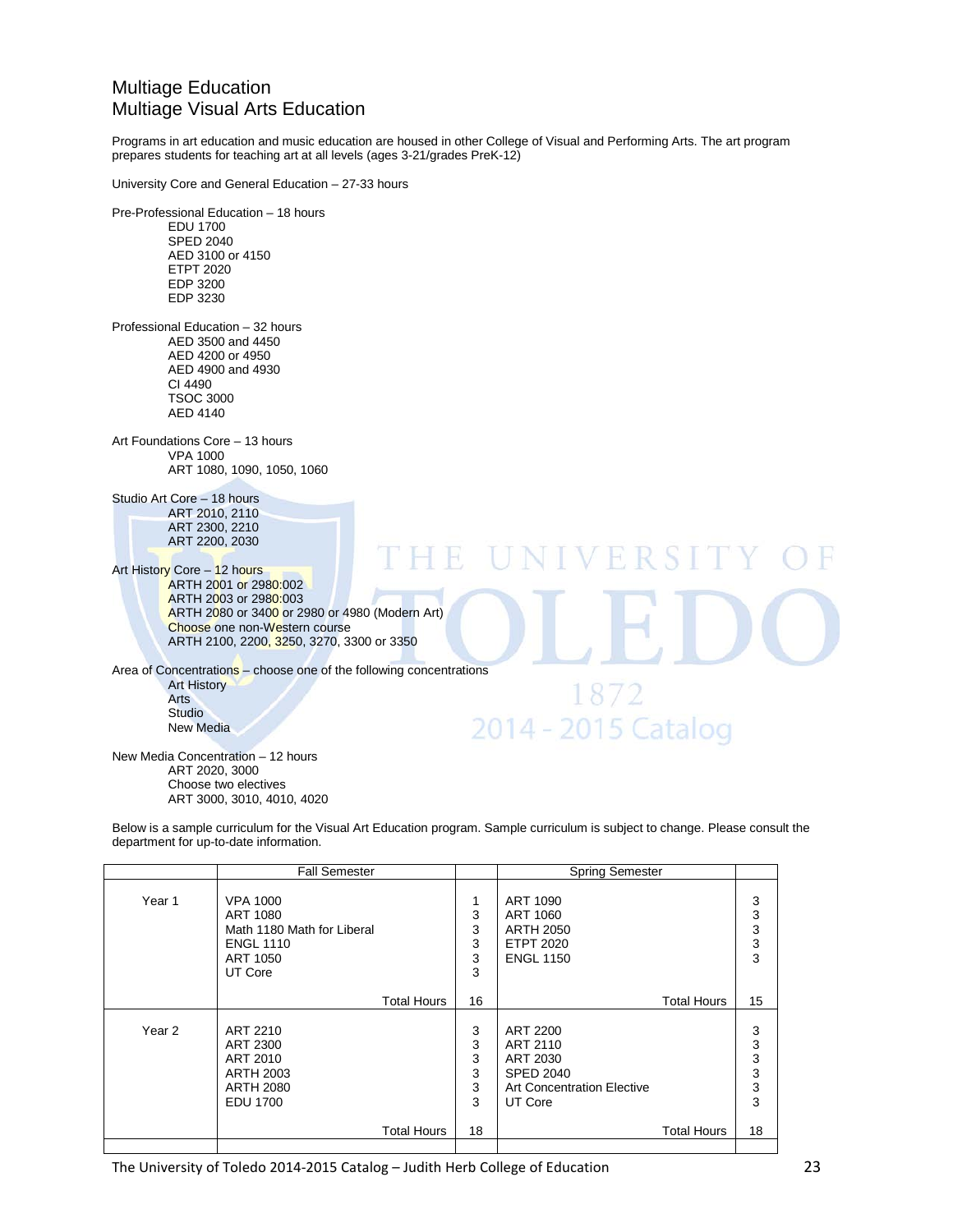# Multiage Education
## Multiage Visual Arts Education

Programs in art education and music education are housed in other College of Visual and Performing Arts. The art program prepares students for teaching art at all levels (ages 3-21/grades PreK-12)

University Core and General Education – 27-33 hours

Pre-Professional Education – 18 hours
- EDU 1700
- SPED 2040
- AED 3100 or 4150
- ETPT 2020
- EDP 3200
- EDP 3230

Professional Education – 32 hours
- AED 3500 and 4450
- AED 4200 or 4950
- AED 4900 and 4930
- CI 4490
- TSOC 3000
- AED 4140

Art Foundations Core – 13 hours
- VPA 1000
- ART 1080, 1090, 1050, 1060

Studio Art Core – 18 hours
- ART 2010, 2110
- ART 2300, 2210
- ART 2200, 2030

Art History Core – 12 hours
- ARTH 2001 or 2980:002
- ARTH 2003 or 2980:003
- ARTH 2080 or 3400 or 2980 or 4980 (Modern Art)
- Choose one non-Western course
- ARTH 2100, 2200, 3250, 3270, 3300 or 3350

Area of Concentrations – choose one of the following concentrations
- Art History
- Arts
- Studio
- New Media

New Media Concentration – 12 hours
- ART 2020, 3000
- Choose two electives
- ART 3000, 3010, 4010, 4020

Below is a sample curriculum for the Visual Art Education program. Sample curriculum is subject to change. Please consult the department for up-to-date information.

| | Fall Semester | | Spring Semester | |
|---|---|---|---|---|
| Year 1 | VPA 1000<br>ART 1080<br>Math 1180 Math for Liberal<br>ENGL 1110<br>ART 1050<br>UT Core | 1<br>3<br>3<br>3<br>3<br>3 | ART 1090<br>ART 1060<br>ARTH 2050<br>ETPT 2020<br>ENGL 1150 | 3<br>3<br>3<br>3<br>3 |
| | Total Hours | 16 | Total Hours | 15 |
| Year 2 | ART 2210<br>ART 2300<br>ART 2010<br>ARTH 2003<br>ARTH 2080<br>EDU 1700 | 3<br>3<br>3<br>3<br>3<br>3 | ART 2200<br>ART 2110<br>ART 2030<br>SPED 2040<br>Art Concentration Elective<br>UT Core | 3<br>3<br>3<br>3<br>3<br>3 |
| | Total Hours | 18 | Total Hours | 18 |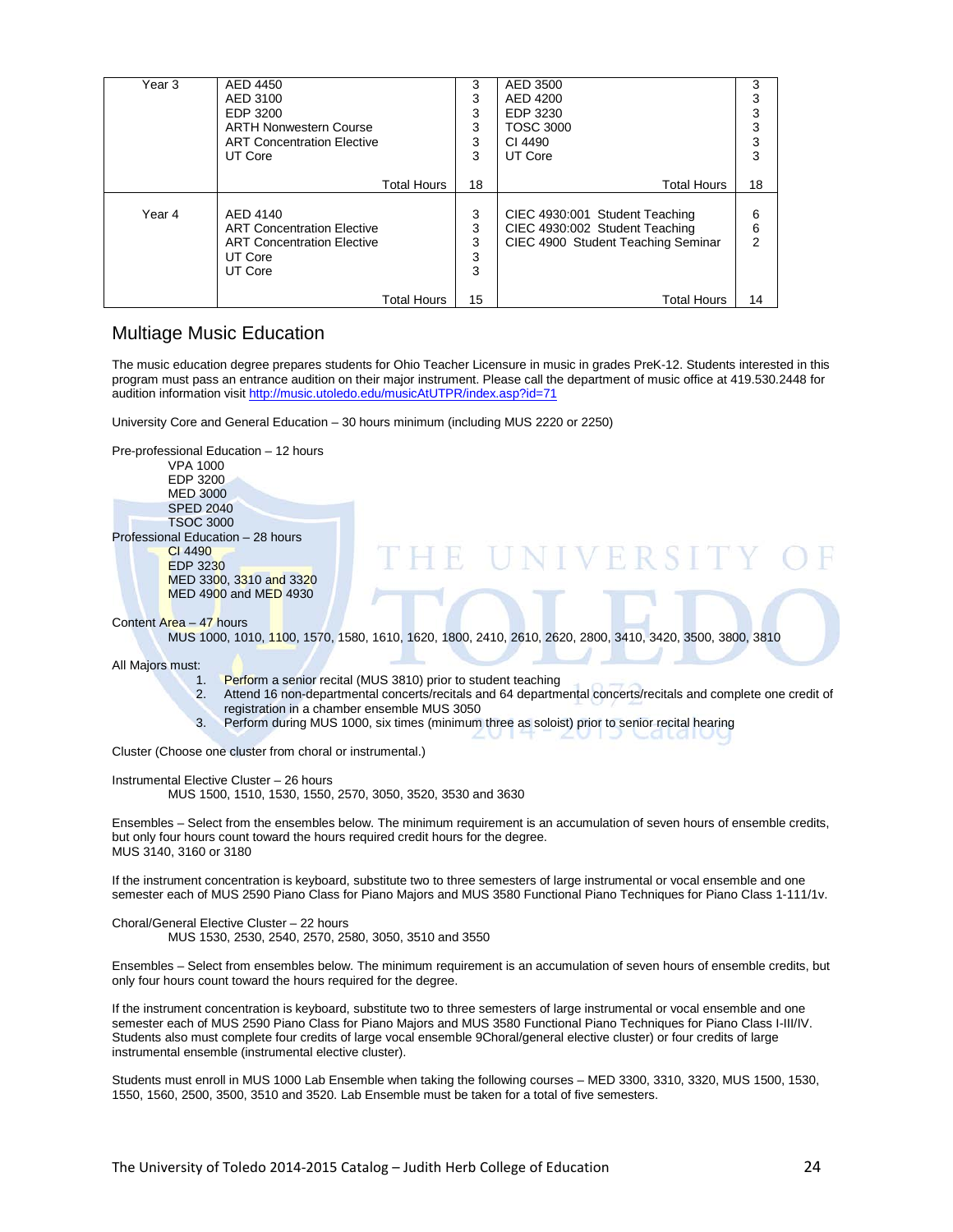| | | | | |
|---|---|---|---|---|
| Year 3 | AED 4450<br>AED 3100<br>EDP 3200<br>ARTH Nonwestern Course<br>ART Concentration Elective<br>UT Core | 3<br>3<br>3<br>3<br>3<br>3 | AED 3500<br>AED 4200<br>EDP 3230<br>TOSC 3000<br>CI 4490<br>UT Core | 3<br>3<br>3<br>3<br>3<br>3 |
| | Total Hours | 18 | Total Hours | 18 |
| Year 4 | AED 4140<br>ART Concentration Elective<br>ART Concentration Elective<br>UT Core<br>UT Core | 3<br>3<br>3<br>3<br>3 | CIEC 4930:001 Student Teaching<br>CIEC 4930:002 Student Teaching<br>CIEC 4900 Student Teaching Seminar | 6<br>6<br>2 |
| | Total Hours | 15 | Total Hours | 14 |

## Multiage Music Education

The music education degree prepares students for Ohio Teacher Licensure in music in grades PreK-12. Students interested in this program must pass an entrance audition on their major instrument. Please call the department of music office at 419.530.2448 for audition information visit http://music.utoledo.edu/musicAtUTPR/index.asp?id=71

University Core and General Education – 30 hours minimum (including MUS 2220 or 2250)

Pre-professional Education – 12 hours
- VPA 1000
- EDP 3200
- MED 3000
- SPED 2040
- TSOC 3000

Professional Education – 28 hours
- CI 4490
- EDP 3230
- MED 3300, 3310 and 3320
- MED 4900 and MED 4930

Content Area – 47 hours
- MUS 1000, 1010, 1100, 1570, 1580, 1610, 1620, 1800, 2410, 2610, 2620, 2800, 3410, 3420, 3500, 3800, 3810

All Majors must:
1. Perform a senior recital (MUS 3810) prior to student teaching
2. Attend 16 non-departmental concerts/recitals and 64 departmental concerts/recitals and complete one credit of registration in a chamber ensemble MUS 3050
3. Perform during MUS 1000, six times (minimum three as soloist) prior to senior recital hearing

Cluster (Choose one cluster from choral or instrumental.)

Instrumental Elective Cluster – 26 hours
- MUS 1500, 1510, 1530, 1550, 2570, 3050, 3520, 3530 and 3630

Ensembles – Select from the ensembles below. The minimum requirement is an accumulation of seven hours of ensemble credits, but only four hours count toward the hours required credit hours for the degree.
MUS 3140, 3160 or 3180

If the instrument concentration is keyboard, substitute two to three semesters of large instrumental or vocal ensemble and one semester each of MUS 2590 Piano Class for Piano Majors and MUS 3580 Functional Piano Techniques for Piano Class 1-111/1v.

Choral/General Elective Cluster – 22 hours
- MUS 1530, 2530, 2540, 2570, 2580, 3050, 3510 and 3550

Ensembles – Select from ensembles below. The minimum requirement is an accumulation of seven hours of ensemble credits, but only four hours count toward the hours required for the degree.

If the instrument concentration is keyboard, substitute two to three semesters of large instrumental or vocal ensemble and one semester each of MUS 2590 Piano Class for Piano Majors and MUS 3580 Functional Piano Techniques for Piano Class I-III/IV. Students also must complete four credits of large vocal ensemble 9Choral/general elective cluster) or four credits of large instrumental ensemble (instrumental elective cluster).

Students must enroll in MUS 1000 Lab Ensemble when taking the following courses – MED 3300, 3310, 3320, MUS 1500, 1530, 1550, 1560, 2500, 3500, 3510 and 3520. Lab Ensemble must be taken for a total of five semesters.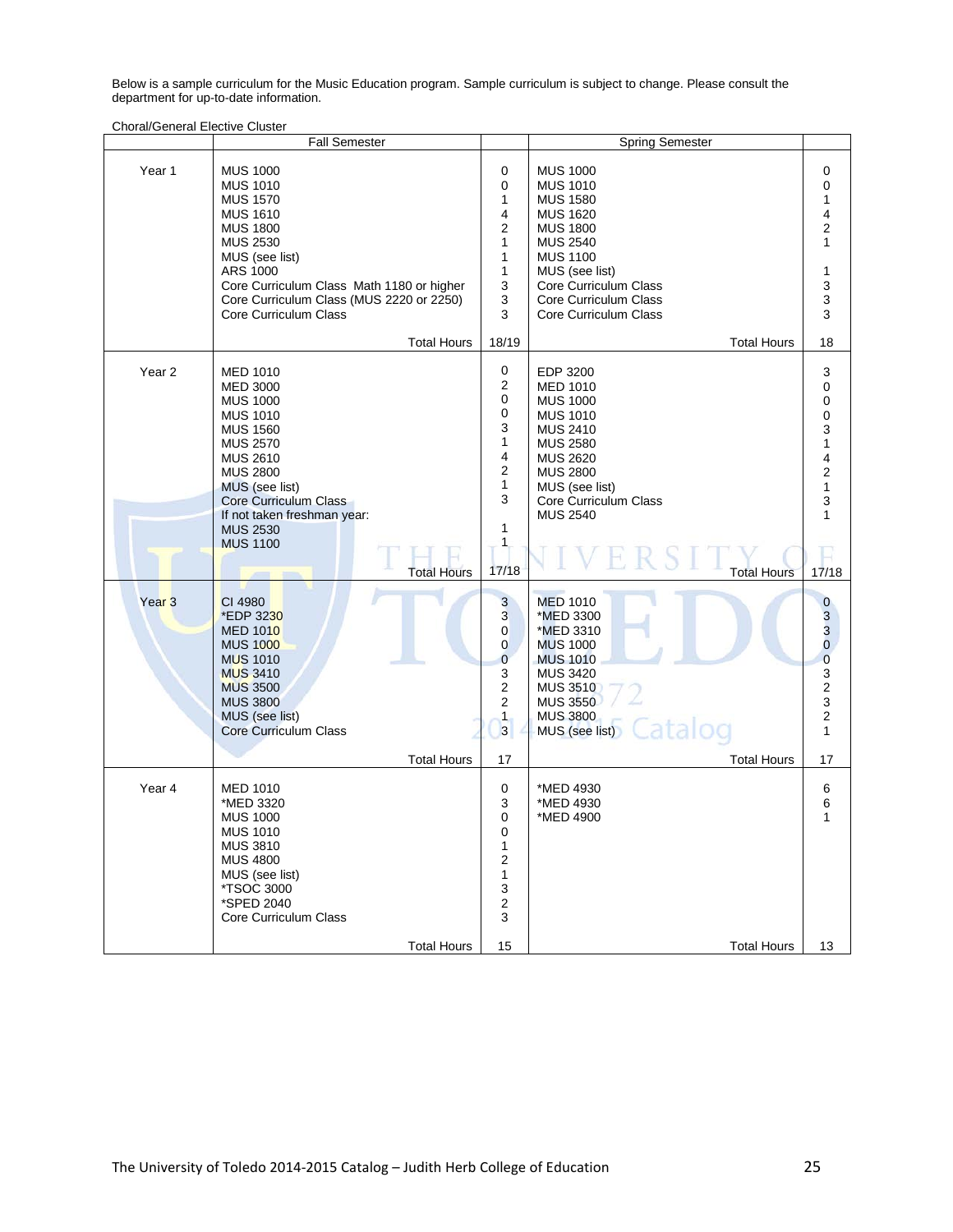Below is a sample curriculum for the Music Education program. Sample curriculum is subject to change. Please consult the department for up-to-date information.

Choral/General Elective Cluster

| | Fall Semester | | Spring Semester | |
|---|---|---|---|---|
| Year 1 | MUS 1000 | 0 | MUS 1000 | 0 |
| | MUS 1010 | 0 | MUS 1010 | 0 |
| | MUS 1570 | 1 | MUS 1580 | 1 |
| | MUS 1610 | 4 | MUS 1620 | 4 |
| | MUS 1800 | 2 | MUS 1800 | 2 |
| | MUS 2530 | 1 | MUS 2540 | 1 |
| | MUS (see list) | 1 | MUS 1100 | |
| | ARS 1000 | 1 | MUS (see list) | 1 |
| | Core Curriculum Class Math 1180 or higher | 3 | Core Curriculum Class | 3 |
| | Core Curriculum Class (MUS 2220 or 2250) | 3 | Core Curriculum Class | 3 |
| | Core Curriculum Class | 3 | Core Curriculum Class | 3 |
| | Total Hours | 18/19 | Total Hours | 18 |
| Year 2 | MED 1010 | 0 | EDP 3200 | 3 |
| | MED 3000 | 2 | MED 1010 | 0 |
| | MUS 1000 | 0 | MUS 1000 | 0 |
| | MUS 1010 | 0 | MUS 1010 | 0 |
| | MUS 1560 | 3 | MUS 2410 | 3 |
| | MUS 2570 | 1 | MUS 2580 | 1 |
| | MUS 2610 | 4 | MUS 2620 | 4 |
| | MUS 2800 | 2 | MUS 2800 | 2 |
| | MUS (see list) | 1 | MUS (see list) | 1 |
| | Core Curriculum Class | 3 | Core Curriculum Class | 3 |
| | If not taken freshman year: | | MUS 2540 | 1 |
| | MUS 2530 | 1 | | |
| | MUS 1100 | 1 | | |
| | Total Hours | 17/18 | Total Hours | 17/18 |
| Year 3 | CI 4980 | 3 | MED 1010 | 0 |
| | *EDP 3230 | 3 | *MED 3300 | 3 |
| | MED 1010 | 0 | *MED 3310 | 3 |
| | MUS 1000 | 0 | MUS 1000 | 0 |
| | MUS 1010 | 0 | MUS 1010 | 0 |
| | MUS 3410 | 3 | MUS 3420 | 3 |
| | MUS 3500 | 2 | MUS 3510 | 2 |
| | MUS 3800 | 2 | MUS 3550 | 3 |
| | MUS (see list) | 1 | MUS 3800 | 2 |
| | Core Curriculum Class | 3 | MUS (see list) | 1 |
| | Total Hours | 17 | Total Hours | 17 |
| Year 4 | MED 1010 | 0 | *MED 4930 | 6 |
| | *MED 3320 | 3 | *MED 4930 | 6 |
| | MUS 1000 | 0 | *MED 4900 | 1 |
| | MUS 1010 | 0 | | |
| | MUS 3810 | 1 | | |
| | MUS 4800 | 2 | | |
| | MUS (see list) | 1 | | |
| | *TSOC 3000 | 3 | | |
| | *SPED 2040 | 2 | | |
| | Core Curriculum Class | 3 | | |
| | Total Hours | 15 | Total Hours | 13 |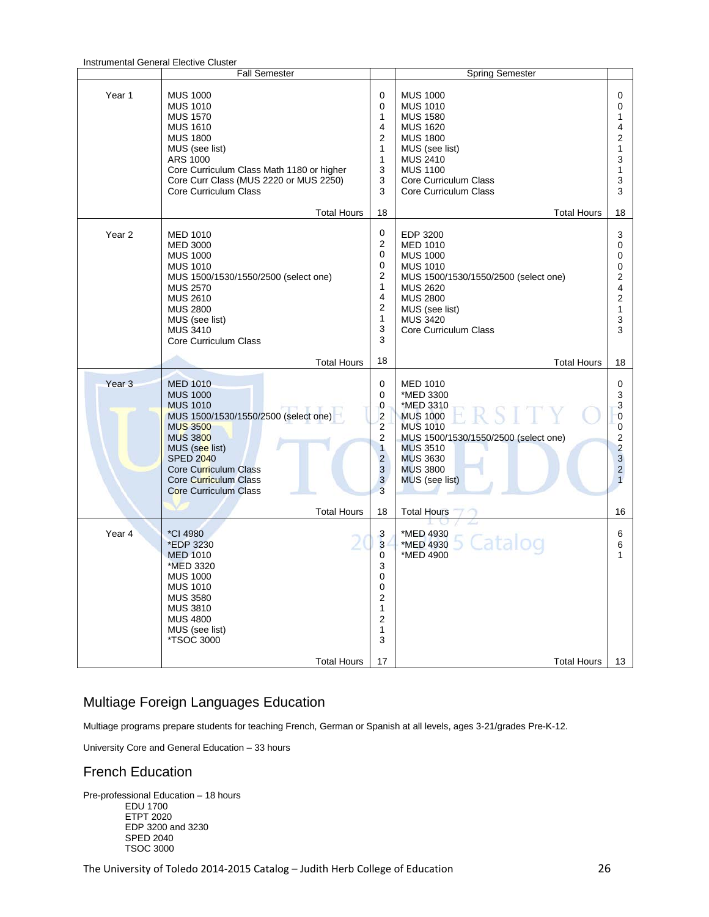Instrumental General Elective Cluster

| | Fall Semester | | Spring Semester | |
|---|---|---|---|---|
| Year 1 | MUS 1000 | 0 | MUS 1000 | 0 |
| | MUS 1010 | 0 | MUS 1010 | 0 |
| | MUS 1570 | 1 | MUS 1580 | 1 |
| | MUS 1610 | 4 | MUS 1620 | 4 |
| | MUS 1800 | 2 | MUS 1800 | 2 |
| | MUS (see list) | 1 | MUS (see list) | 1 |
| | ARS 1000 | 1 | MUS 2410 | 3 |
| | Core Curriculum Class Math 1180 or higher | 3 | MUS 1100 | 1 |
| | Core Curr Class (MUS 2220 or MUS 2250) | 3 | Core Curriculum Class | 3 |
| | Core Curriculum Class | 3 | Core Curriculum Class | 3 |
| | Total Hours | 18 | Total Hours | 18 |
| Year 2 | MED 1010 | 0 | EDP 3200 | 3 |
| | MED 3000 | 2 | MED 1010 | 0 |
| | MUS 1000 | 0 | MUS 1000 | 0 |
| | MUS 1010 | 0 | MUS 1010 | 0 |
| | MUS 1500/1530/1550/2500 (select one) | 2 | MUS 1500/1530/1550/2500 (select one) | 2 |
| | MUS 2570 | 1 | MUS 2620 | 4 |
| | MUS 2610 | 4 | MUS 2800 | 2 |
| | MUS 2800 | 2 | MUS (see list) | 1 |
| | MUS (see list) | 1 | MUS 3420 | 3 |
| | MUS 3410 | 3 | Core Curriculum Class | 3 |
| | Core Curriculum Class | 3 | | |
| | Total Hours | 18 | Total Hours | 18 |
| Year 3 | MED 1010 | 0 | MED 1010 | 0 |
| | MUS 1000 | 0 | *MED 3300 | 3 |
| | MUS 1010 | 0 | *MED 3310 | 3 |
| | MUS 1500/1530/1550/2500 (select one) | 2 | MUS 1000 | 0 |
| | MUS 3500 | 2 | MUS 1010 | 0 |
| | MUS 3800 | 2 | MUS 1500/1530/1550/2500 (select one) | 2 |
| | MUS (see list) | 1 | MUS 3510 | 2 |
| | SPED 2040 | 2 | MUS 3630 | 3 |
| | Core Curriculum Class | 3 | MUS 3800 | 2 |
| | Core Curriculum Class | 3 | MUS (see list) | 1 |
| | Core Curriculum Class | 3 | | |
| | Total Hours | 18 | Total Hours | 16 |
| Year 4 | *CI 4980 | 3 | *MED 4930 | 6 |
| | *EDP 3230 | 3 | *MED 4930 | 6 |
| | MED 1010 | 0 | *MED 4900 | 1 |
| | *MED 3320 | 3 | | |
| | MUS 1000 | 0 | | |
| | MUS 1010 | 0 | | |
| | MUS 3580 | 2 | | |
| | MUS 3810 | 1 | | |
| | MUS 4800 | 2 | | |
| | MUS (see list) | 1 | | |
| | *TSOC 3000 | 3 | | |
| | Total Hours | 17 | Total Hours | 13 |

## Multiage Foreign Languages Education

Multiage programs prepare students for teaching French, German or Spanish at all levels, ages 3-21/grades Pre-K-12.

University Core and General Education – 33 hours

## French Education

Pre-professional Education – 18 hours

- EDU 1700
- ETPT 2020
- EDP 3200 and 3230
- SPED 2040
- TSOC 3000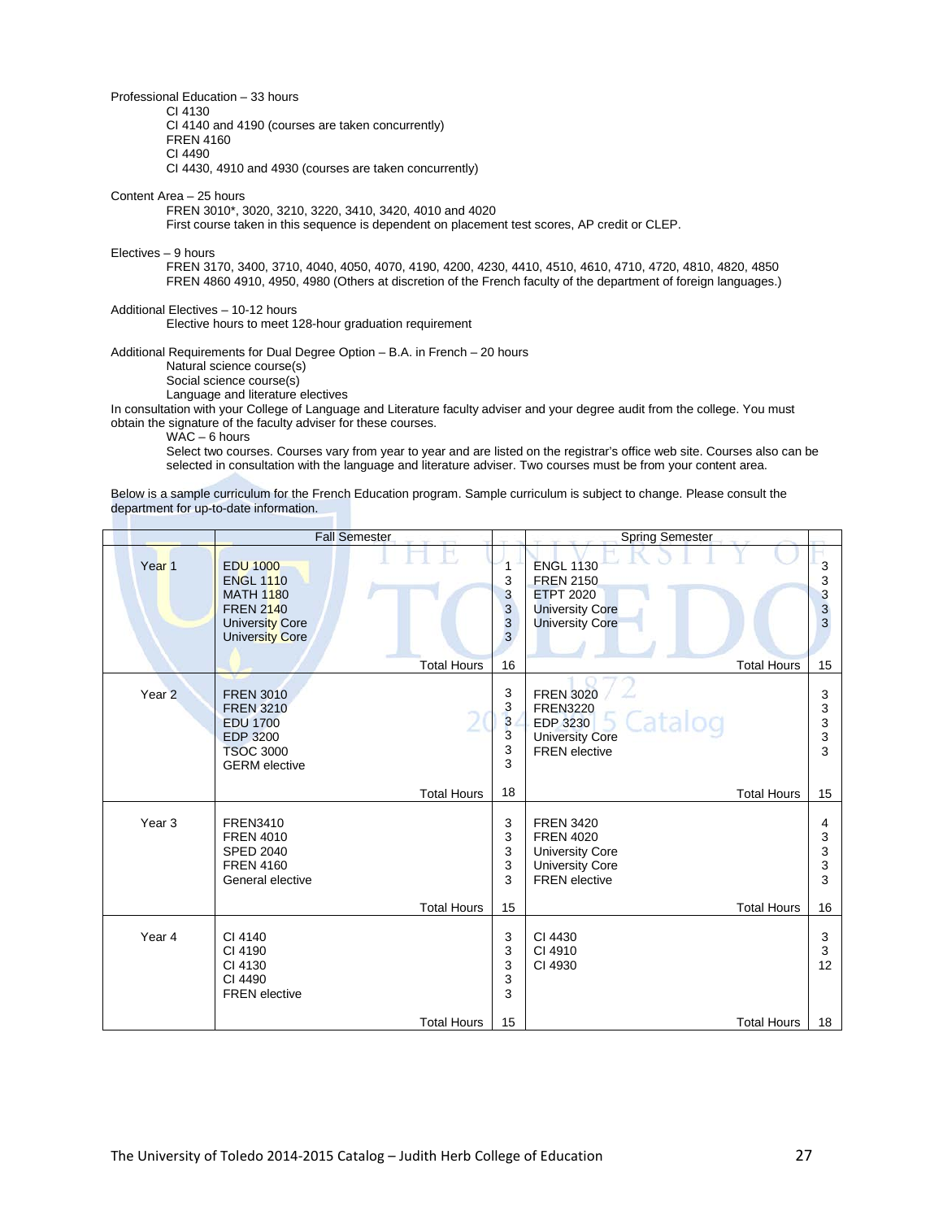Professional Education – 33 hours

- CI 4130
- CI 4140 and 4190 (courses are taken concurrently)
- FREN 4160
- CI 4490
- CI 4430, 4910 and 4930 (courses are taken concurrently)

Content Area – 25 hours

FREN 3010*, 3020, 3210, 3220, 3410, 3420, 4010 and 4020
First course taken in this sequence is dependent on placement test scores, AP credit or CLEP.

Electives – 9 hours

FREN 3170, 3400, 3710, 4040, 4050, 4070, 4190, 4200, 4230, 4410, 4510, 4610, 4710, 4720, 4810, 4820, 4850
FREN 4860 4910, 4950, 4980 (Others at discretion of the French faculty of the department of foreign languages.)

Additional Electives – 10-12 hours

Elective hours to meet 128-hour graduation requirement

Additional Requirements for Dual Degree Option – B.A. in French – 20 hours

- Natural science course(s)
- Social science course(s)
- Language and literature electives

In consultation with your College of Language and Literature faculty adviser and your degree audit from the college. You must obtain the signature of the faculty adviser for these courses.

WAC – 6 hours

Select two courses. Courses vary from year to year and are listed on the registrar's office web site. Courses also can be selected in consultation with the language and literature adviser. Two courses must be from your content area.

Below is a sample curriculum for the French Education program. Sample curriculum is subject to change. Please consult the department for up-to-date information.

| | Fall Semester | | Spring Semester | |
|---|---|---|---|---|
| Year 1 | EDU 1000<br>ENGL 1110<br>MATH 1180<br>FREN 2140<br>University Core<br>University Core | 1<br>3<br>3<br>3<br>3<br>3 | ENGL 1130<br>FREN 2150<br>ETPT 2020<br>University Core<br>University Core | 3<br>3<br>3<br>3<br>3 |
| | Total Hours | 16 | Total Hours | 15 |
| Year 2 | FREN 3010<br>FREN 3210<br>EDU 1700<br>EDP 3200<br>TSOC 3000<br>GERM elective | 3<br>3<br>3<br>3<br>3<br>3 | FREN 3020<br>FREN3220<br>EDP 3230<br>University Core<br>FREN elective | 3<br>3<br>3<br>3<br>3 |
| | Total Hours | 18 | Total Hours | 15 |
| Year 3 | FREN3410<br>FREN 4010<br>SPED 2040<br>FREN 4160<br>General elective | 3<br>3<br>3<br>3<br>3 | FREN 3420<br>FREN 4020<br>University Core<br>University Core<br>FREN elective | 4<br>3<br>3<br>3<br>3 |
| | Total Hours | 15 | Total Hours | 16 |
| Year 4 | CI 4140<br>CI 4190<br>CI 4130<br>CI 4490<br>FREN elective | 3<br>3<br>3<br>3<br>3 | CI 4430<br>CI 4910<br>CI 4930 | 3<br>3<br>12 |
| | Total Hours | 15 | Total Hours | 18 |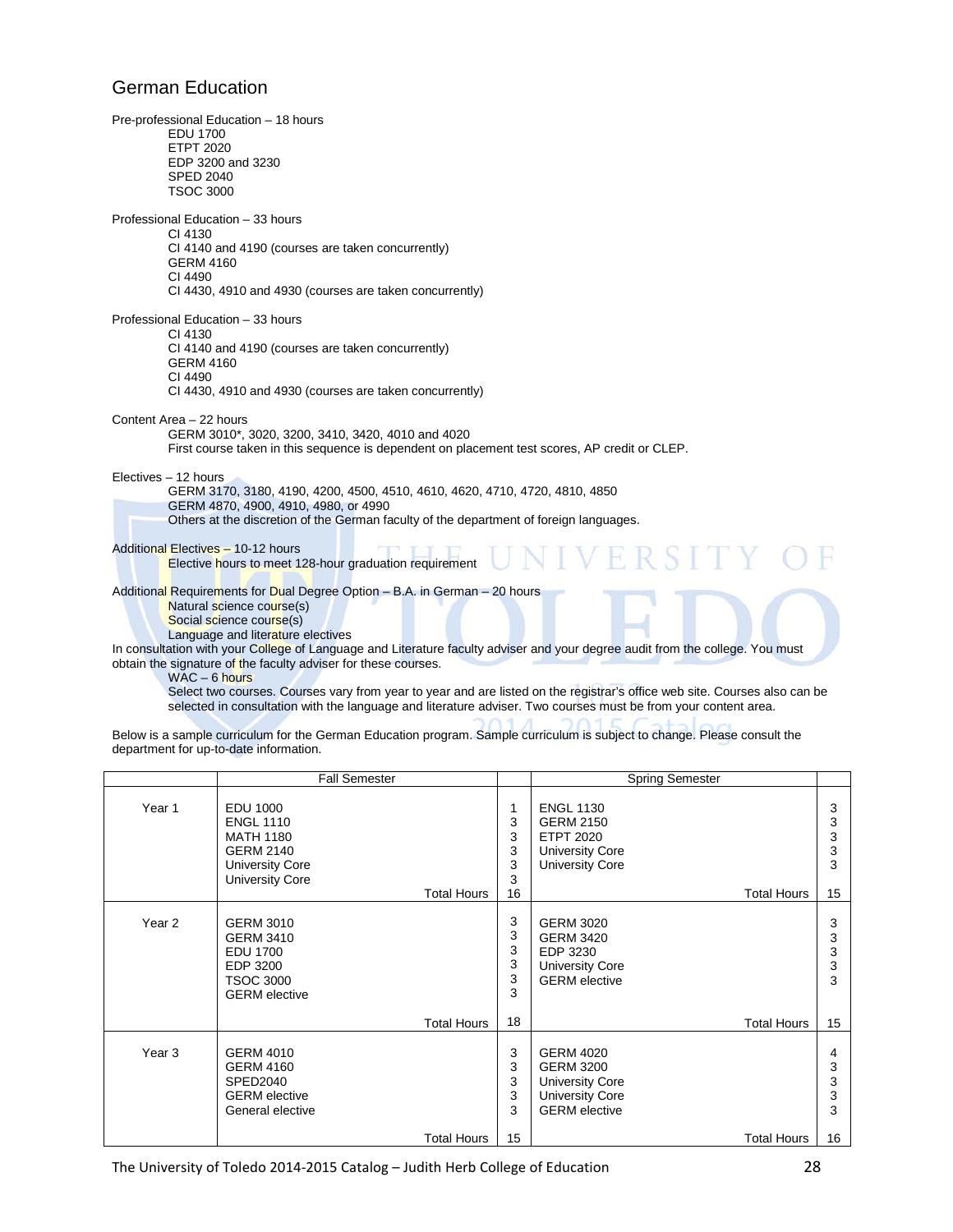## German Education

Pre-professional Education – 18 hours
- EDU 1700
- ETPT 2020
- EDP 3200 and 3230
- SPED 2040
- TSOC 3000

Professional Education – 33 hours
- CI 4130
- CI 4140 and 4190 (courses are taken concurrently)
- GERM 4160
- CI 4490
- CI 4430, 4910 and 4930 (courses are taken concurrently)

Professional Education – 33 hours
- CI 4130
- CI 4140 and 4190 (courses are taken concurrently)
- GERM 4160
- CI 4490
- CI 4430, 4910 and 4930 (courses are taken concurrently)

Content Area – 22 hours
- GERM 3010*, 3020, 3200, 3410, 3420, 4010 and 4020
- First course taken in this sequence is dependent on placement test scores, AP credit or CLEP.

Electives – 12 hours
- GERM 3170, 3180, 4190, 4200, 4500, 4510, 4610, 4620, 4710, 4720, 4810, 4850
- GERM 4870, 4900, 4910, 4980, or 4990
- Others at the discretion of the German faculty of the department of foreign languages.

Additional Electives – 10-12 hours
- Elective hours to meet 128-hour graduation requirement

Additional Requirements for Dual Degree Option – B.A. in German – 20 hours
- Natural science course(s)
- Social science course(s)
- Language and literature electives

In consultation with your College of Language and Literature faculty adviser and your degree audit from the college. You must obtain the signature of the faculty adviser for these courses.

- WAC – 6 hours
- Select two courses. Courses vary from year to year and are listed on the registrar's office web site. Courses also can be selected in consultation with the language and literature adviser. Two courses must be from your content area.

Below is a sample curriculum for the German Education program. Sample curriculum is subject to change. Please consult the department for up-to-date information.

| | Fall Semester | | Spring Semester | |
|---|---|---|---|---|
| Year 1 | EDU 1000 | 1 | ENGL 1130 | 3 |
| | ENGL 1110 | 3 | GERM 2150 | 3 |
| | MATH 1180 | 3 | ETPT 2020 | 3 |
| | GERM 2140 | 3 | University Core | 3 |
| | University Core | 3 | University Core | 3 |
| | University Core | 3 | | |
| | Total Hours | 16 | Total Hours | 15 |
| Year 2 | GERM 3010 | 3 | GERM 3020 | 3 |
| | GERM 3410 | 3 | GERM 3420 | 3 |
| | EDU 1700 | 3 | EDP 3230 | 3 |
| | EDP 3200 | 3 | University Core | 3 |
| | TSOC 3000 | 3 | GERM elective | 3 |
| | GERM elective | 3 | | |
| | Total Hours | 18 | Total Hours | 15 |
| Year 3 | GERM 4010 | 3 | GERM 4020 | 4 |
| | GERM 4160 | 3 | GERM 3200 | 3 |
| | SPED2040 | 3 | University Core | 3 |
| | GERM elective | 3 | University Core | 3 |
| | General elective | 3 | GERM elective | 3 |
| | Total Hours | 15 | Total Hours | 16 |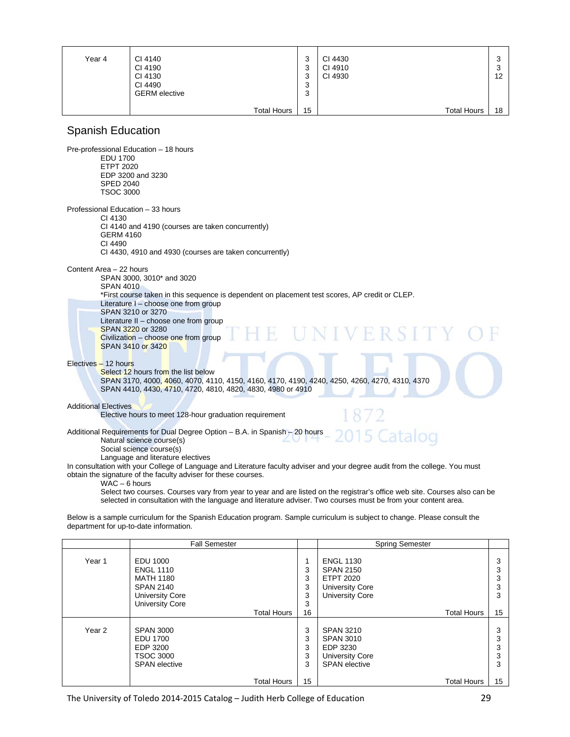| | | | | |
|---|---|---|---|---|
| Year 4 | CI 4140<br>CI 4190<br>CI 4130<br>CI 4490<br>GERM elective | 3<br>3<br>3<br>3<br>3 | CI 4430<br>CI 4910<br>CI 4930 | 3<br>3<br>12 |
| | Total Hours | 15 | Total Hours | 18 |

## Spanish Education

Pre-professional Education – 18 hours
- EDU 1700
- ETPT 2020
- EDP 3200 and 3230
- SPED 2040
- TSOC 3000

Professional Education – 33 hours
- CI 4130
- CI 4140 and 4190 (courses are taken concurrently)
- GERM 4160
- CI 4490
- CI 4430, 4910 and 4930 (courses are taken concurrently)

Content Area – 22 hours
- SPAN 3000, 3010* and 3020
- SPAN 4010
- *First course taken in this sequence is dependent on placement test scores, AP credit or CLEP.
- Literature I – choose one from group
  - SPAN 3210 or 3270
- Literature II – choose one from group
  - SPAN 3220 or 3280
- Civilization – choose one from group
  - SPAN 3410 or 3420

Electives – 12 hours
- Select 12 hours from the list below
- SPAN 3170, 4000, 4060, 4070, 4110, 4150, 4160, 4170, 4190, 4240, 4250, 4260, 4270, 4310, 4370
- SPAN 4410, 4430, 4710, 4720, 4810, 4820, 4830, 4980 or 4910

Additional Electives
- Elective hours to meet 128-hour graduation requirement

Additional Requirements for Dual Degree Option – B.A. in Spanish – 20 hours
- Natural science course(s)
- Social science course(s)
- Language and literature electives

In consultation with your College of Language and Literature faculty adviser and your degree audit from the college. You must obtain the signature of the faculty adviser for these courses.
- WAC – 6 hours
- Select two courses. Courses vary from year to year and are listed on the registrar's office web site. Courses also can be selected in consultation with the language and literature adviser. Two courses must be from your content area.

Below is a sample curriculum for the Spanish Education program. Sample curriculum is subject to change. Please consult the department for up-to-date information.

| | Fall Semester | | Spring Semester | |
|---|---|---|---|---|
| Year 1 | EDU 1000<br>ENGL 1110<br>MATH 1180<br>SPAN 2140<br>University Core<br>University Core | 1<br>3<br>3<br>3<br>3<br>3 | ENGL 1130<br>SPAN 2150<br>ETPT 2020<br>University Core<br>University Core | 3<br>3<br>3<br>3<br>3 |
| | Total Hours | 16 | Total Hours | 15 |
| Year 2 | SPAN 3000<br>EDU 1700<br>EDP 3200<br>TSOC 3000<br>SPAN elective | 3<br>3<br>3<br>3<br>3 | SPAN 3210<br>SPAN 3010<br>EDP 3230<br>University Core<br>SPAN elective | 3<br>3<br>3<br>3<br>3 |
| | Total Hours | 15 | Total Hours | 15 |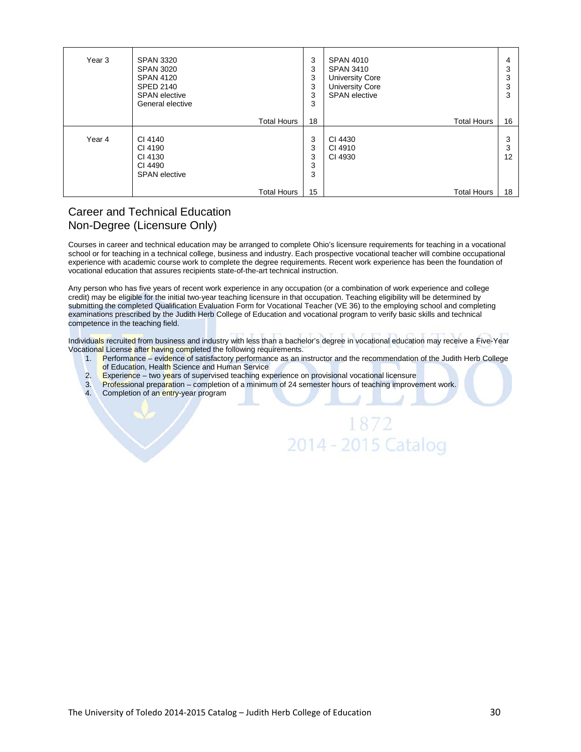| Year 3 | SPAN 3320<br>SPAN 3020<br>SPAN 4120<br>SPED 2140<br>SPAN elective<br>General elective | 3<br>3<br>3<br>3<br>3<br>3 | SPAN 4010<br>SPAN 3410<br>University Core<br>University Core<br>SPAN elective | 4<br>3<br>3<br>3<br>3 |
|---|---|---|---|---|
| | Total Hours | 18 | Total Hours | 16 |
| Year 4 | CI 4140<br>CI 4190<br>CI 4130<br>CI 4490<br>SPAN elective | 3<br>3<br>3<br>3<br>3 | CI 4430<br>CI 4910<br>CI 4930 | 3<br>3<br>12 |
| | Total Hours | 15 | Total Hours | 18 |

## Career and Technical Education Non-Degree (Licensure Only)

Courses in career and technical education may be arranged to complete Ohio's licensure requirements for teaching in a vocational school or for teaching in a technical college, business and industry. Each prospective vocational teacher will combine occupational experience with academic course work to complete the degree requirements. Recent work experience has been the foundation of vocational education that assures recipients state-of-the-art technical instruction.

Any person who has five years of recent work experience in any occupation (or a combination of work experience and college credit) may be eligible for the initial two-year teaching licensure in that occupation. Teaching eligibility will be determined by submitting the completed Qualification Evaluation Form for Vocational Teacher (VE 36) to the employing school and completing examinations prescribed by the Judith Herb College of Education and vocational program to verify basic skills and technical competence in the teaching field.

Individuals recruited from business and industry with less than a bachelor's degree in vocational education may receive a Five-Year Vocational License after having completed the following requirements.

1. Performance – evidence of satisfactory performance as an instructor and the recommendation of the Judith Herb College of Education, Health Science and Human Service
2. Experience – two years of supervised teaching experience on provisional vocational licensure
3. Professional preparation – completion of a minimum of 24 semester hours of teaching improvement work.
4. Completion of an entry-year program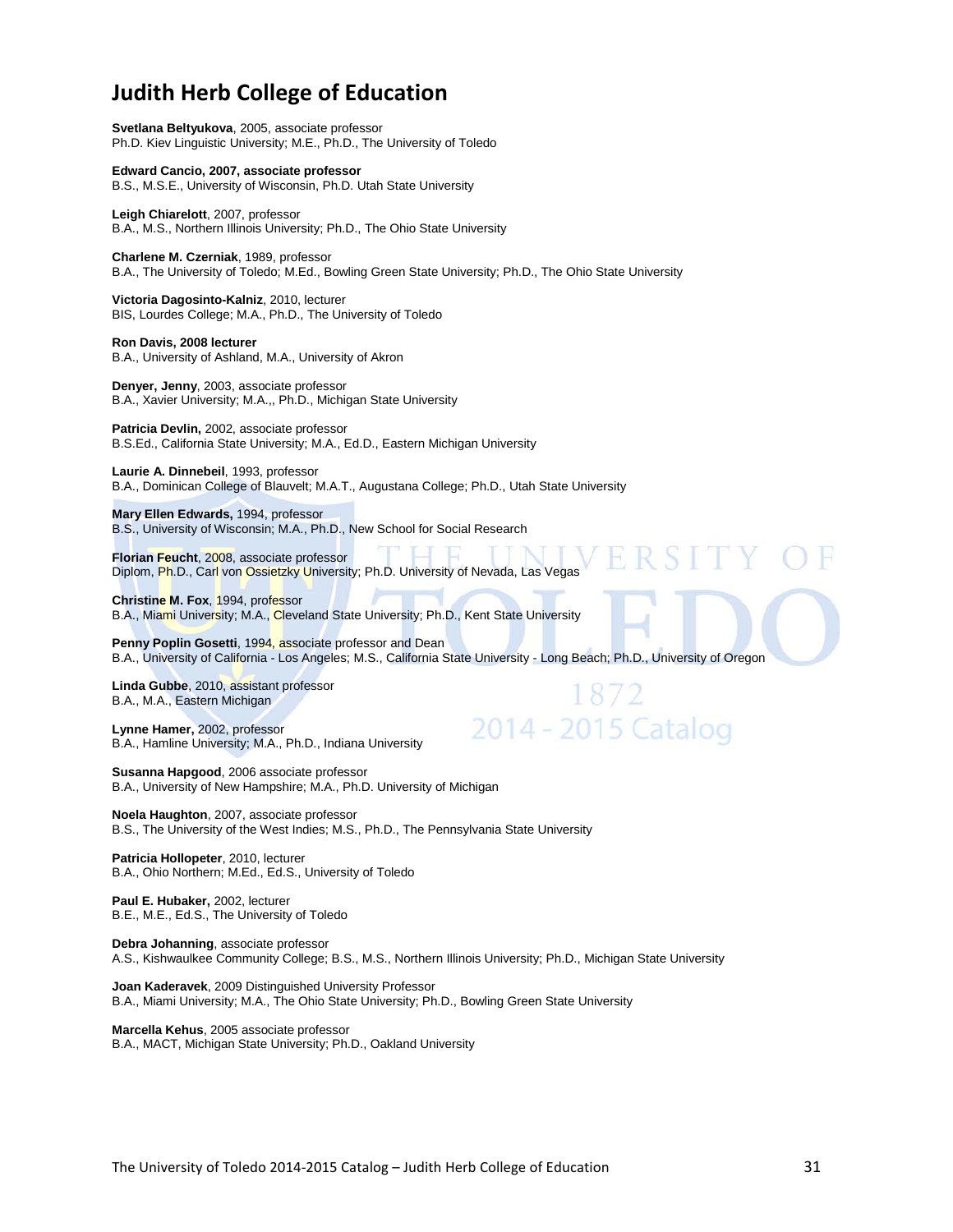# Judith Herb College of Education

**Svetlana Beltyukova**, 2005, associate professor
Ph.D. Kiev Linguistic University; M.E., Ph.D., The University of Toledo

**Edward Cancio, 2007, associate professor**
B.S., M.S.E., University of Wisconsin, Ph.D. Utah State University

**Leigh Chiarelott**, 2007, professor
B.A., M.S., Northern Illinois University; Ph.D., The Ohio State University

**Charlene M. Czerniak**, 1989, professor
B.A., The University of Toledo; M.Ed., Bowling Green State University; Ph.D., The Ohio State University

**Victoria Dagosinto-Kalniz**, 2010, lecturer
BIS, Lourdes College; M.A., Ph.D., The University of Toledo

**Ron Davis, 2008 lecturer**
B.A., University of Ashland, M.A., University of Akron

**Denyer, Jenny**, 2003, associate professor
B.A., Xavier University; M.A.,, Ph.D., Michigan State University

**Patricia Devlin,** 2002, associate professor
B.S.Ed., California State University; M.A., Ed.D., Eastern Michigan University

**Laurie A. Dinnebeil**, 1993, professor
B.A., Dominican College of Blauvelt; M.A.T., Augustana College; Ph.D., Utah State University

**Mary Ellen Edwards,** 1994, professor
B.S., University of Wisconsin; M.A., Ph.D., New School for Social Research

**Florian Feucht**, 2008, associate professor
Diplom, Ph.D., Carl von Ossietzky University; Ph.D. University of Nevada, Las Vegas

**Christine M. Fox**, 1994, professor
B.A., Miami University; M.A., Cleveland State University; Ph.D., Kent State University

**Penny Poplin Gosetti**, 1994, associate professor and Dean
B.A., University of California - Los Angeles; M.S., California State University - Long Beach; Ph.D., University of Oregon

**Linda Gubbe**, 2010, assistant professor
B.A., M.A., Eastern Michigan

**Lynne Hamer,** 2002, professor
B.A., Hamline University; M.A., Ph.D., Indiana University

**Susanna Hapgood**, 2006 associate professor
B.A., University of New Hampshire; M.A., Ph.D. University of Michigan

**Noela Haughton**, 2007, associate professor
B.S., The University of the West Indies; M.S., Ph.D., The Pennsylvania State University

**Patricia Hollopeter**, 2010, lecturer
B.A., Ohio Northern; M.Ed., Ed.S., University of Toledo

**Paul E. Hubaker,** 2002, lecturer
B.E., M.E., Ed.S., The University of Toledo

**Debra Johanning**, associate professor
A.S., Kishwaulkee Community College; B.S., M.S., Northern Illinois University; Ph.D., Michigan State University

**Joan Kaderavek**, 2009 Distinguished University Professor
B.A., Miami University; M.A., The Ohio State University; Ph.D., Bowling Green State University

**Marcella Kehus**, 2005 associate professor
B.A., MACT, Michigan State University; Ph.D., Oakland University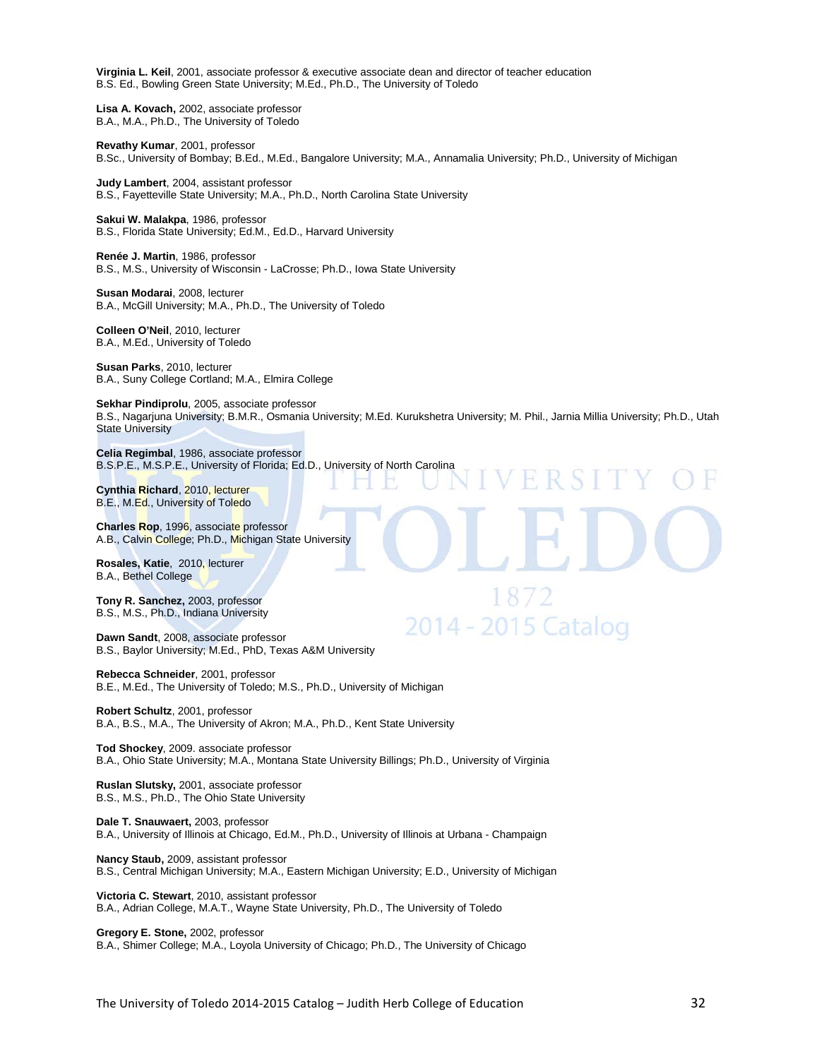**Virginia L. Keil**, 2001, associate professor & executive associate dean and director of teacher education
B.S. Ed., Bowling Green State University; M.Ed., Ph.D., The University of Toledo

**Lisa A. Kovach,** 2002, associate professor
B.A., M.A., Ph.D., The University of Toledo

**Revathy Kumar**, 2001, professor
B.Sc., University of Bombay; B.Ed., M.Ed., Bangalore University; M.A., Annamalia University; Ph.D., University of Michigan

**Judy Lambert**, 2004, assistant professor
B.S., Fayetteville State University; M.A., Ph.D., North Carolina State University

**Sakui W. Malakpa**, 1986, professor
B.S., Florida State University; Ed.M., Ed.D., Harvard University

**Renée J. Martin**, 1986, professor
B.S., M.S., University of Wisconsin - LaCrosse; Ph.D., Iowa State University

**Susan Modarai**, 2008, lecturer
B.A., McGill University; M.A., Ph.D., The University of Toledo

**Colleen O'Neil**, 2010, lecturer
B.A., M.Ed., University of Toledo

**Susan Parks**, 2010, lecturer
B.A., Suny College Cortland; M.A., Elmira College

**Sekhar Pindiprolu**, 2005, associate professor
B.S., Nagarjuna University; B.M.R., Osmania University; M.Ed. Kurukshetra University; M. Phil., Jarnia Millia University; Ph.D., Utah State University

**Celia Regimbal**, 1986, associate professor
B.S.P.E., M.S.P.E., University of Florida; Ed.D., University of North Carolina

**Cynthia Richard**, 2010, lecturer
B.E., M.Ed., University of Toledo

**Charles Rop**, 1996, associate professor
A.B., Calvin College; Ph.D., Michigan State University

**Rosales, Katie**, 2010, lecturer
B.A., Bethel College

**Tony R. Sanchez,** 2003, professor
B.S., M.S., Ph.D., Indiana University

**Dawn Sandt**, 2008, associate professor
B.S., Baylor University; M.Ed., PhD, Texas A&M University

**Rebecca Schneider**, 2001, professor
B.E., M.Ed., The University of Toledo; M.S., Ph.D., University of Michigan

**Robert Schultz**, 2001, professor
B.A., B.S., M.A., The University of Akron; M.A., Ph.D., Kent State University

**Tod Shockey**, 2009. associate professor
B.A., Ohio State University; M.A., Montana State University Billings; Ph.D., University of Virginia

**Ruslan Slutsky,** 2001, associate professor
B.S., M.S., Ph.D., The Ohio State University

**Dale T. Snauwaert,** 2003, professor
B.A., University of Illinois at Chicago, Ed.M., Ph.D., University of Illinois at Urbana - Champaign

**Nancy Staub,** 2009, assistant professor
B.S., Central Michigan University; M.A., Eastern Michigan University; E.D., University of Michigan

**Victoria C. Stewart**, 2010, assistant professor
B.A., Adrian College, M.A.T., Wayne State University, Ph.D., The University of Toledo

**Gregory E. Stone,** 2002, professor
B.A., Shimer College; M.A., Loyola University of Chicago; Ph.D., The University of Chicago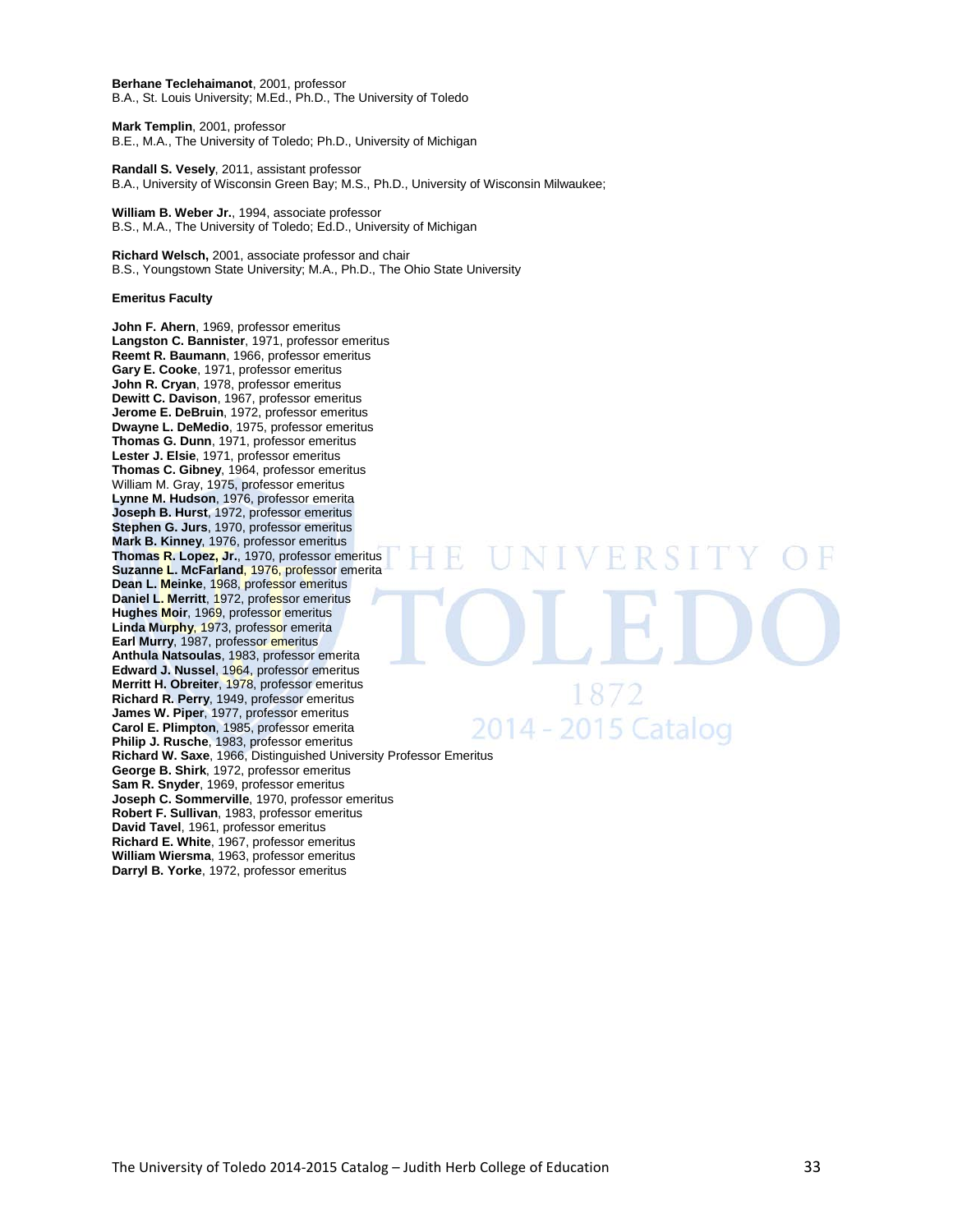**Berhane Teclehaimanot**, 2001, professor
B.A., St. Louis University; M.Ed., Ph.D., The University of Toledo

**Mark Templin**, 2001, professor
B.E., M.A., The University of Toledo; Ph.D., University of Michigan

**Randall S. Vesely**, 2011, assistant professor
B.A., University of Wisconsin Green Bay; M.S., Ph.D., University of Wisconsin Milwaukee;

**William B. Weber Jr.**, 1994, associate professor
B.S., M.A., The University of Toledo; Ed.D., University of Michigan

**Richard Welsch,** 2001, associate professor and chair
B.S., Youngstown State University; M.A., Ph.D., The Ohio State University

**Emeritus Faculty**

**John F. Ahern**, 1969, professor emeritus
**Langston C. Bannister**, 1971, professor emeritus
**Reemt R. Baumann**, 1966, professor emeritus
**Gary E. Cooke**, 1971, professor emeritus
**John R. Cryan**, 1978, professor emeritus
**Dewitt C. Davison**, 1967, professor emeritus
**Jerome E. DeBruin**, 1972, professor emeritus
**Dwayne L. DeMedio**, 1975, professor emeritus
**Thomas G. Dunn**, 1971, professor emeritus
**Lester J. Elsie**, 1971, professor emeritus
**Thomas C. Gibney**, 1964, professor emeritus
William M. Gray, 1975, professor emeritus
**Lynne M. Hudson**, 1976, professor emerita
**Joseph B. Hurst**, 1972, professor emeritus
**Stephen G. Jurs**, 1970, professor emeritus
**Mark B. Kinney**, 1976, professor emeritus
**Thomas R. Lopez, Jr.**, 1970, professor emeritus
**Suzanne L. McFarland**, 1976, professor emerita
**Dean L. Meinke**, 1968, professor emeritus
**Daniel L. Merritt**, 1972, professor emeritus
**Hughes Moir**, 1969, professor emeritus
**Linda Murphy**, 1973, professor emerita
**Earl Murry**, 1987, professor emeritus
**Anthula Natsoulas**, 1983, professor emerita
**Edward J. Nussel**, 1964, professor emeritus
**Merritt H. Obreiter**, 1978, professor emeritus
**Richard R. Perry**, 1949, professor emeritus
**James W. Piper**, 1977, professor emeritus
**Carol E. Plimpton**, 1985, professor emerita
**Philip J. Rusche**, 1983, professor emeritus
**Richard W. Saxe**, 1966, Distinguished University Professor Emeritus
**George B. Shirk**, 1972, professor emeritus
**Sam R. Snyder**, 1969, professor emeritus
**Joseph C. Sommerville**, 1970, professor emeritus
**Robert F. Sullivan**, 1983, professor emeritus
**David Tavel**, 1961, professor emeritus
**Richard E. White**, 1967, professor emeritus
**William Wiersma**, 1963, professor emeritus
**Darryl B. Yorke**, 1972, professor emeritus